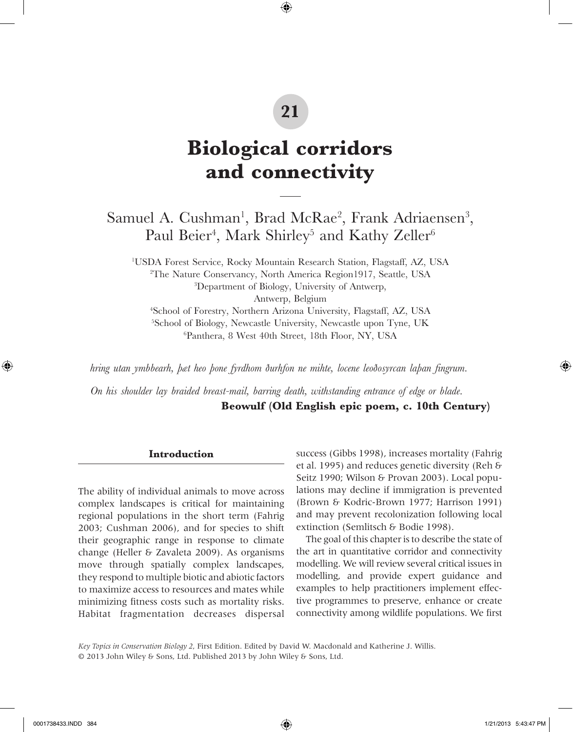21

# Biological corridors and connectivity

Samuel A. Cushman[1], Brad McRae[2], Frank Adriaensen[3], Paul Beier[4], Mark Shirley[5] and Kathy Zeller[6]

[1]USDA Forest Service, Rocky Mountain Research Station, Flagstaff, AZ, USA
[2]The Nature Conservancy, North America Region1917, Seattle, USA
[3]Department of Biology, University of Antwerp, Antwerp, Belgium
[4]School of Forestry, Northern Arizona University, Flagstaff, AZ, USA
[5]School of Biology, Newcastle University, Newcastle upon Tyne, UK
[6]Panthera, 8 West 40th Street, 18th Floor, NY, USA

*hring utan ymbbearh, þæt heo þone fyrdhom ðurhfon ne mihte, locene leoðosyrcan laþan fingrum.*

*On his shoulder lay braided breast-mail, barring death, withstanding entrance of edge or blade.*

**Beowulf (Old English epic poem, c. 10th Century)**

## Introduction

The ability of individual animals to move across complex landscapes is critical for maintaining regional populations in the short term (Fahrig 2003; Cushman 2006), and for species to shift their geographic range in response to climate change (Heller & Zavaleta 2009). As organisms move through spatially complex landscapes, they respond to multiple biotic and abiotic factors to maximize access to resources and mates while minimizing fitness costs such as mortality risks. Habitat fragmentation decreases dispersal success (Gibbs 1998), increases mortality (Fahrig et al. 1995) and reduces genetic diversity (Reh & Seitz 1990; Wilson & Provan 2003). Local populations may decline if immigration is prevented (Brown & Kodric-Brown 1977; Harrison 1991) and may prevent recolonization following local extinction (Semlitsch & Bodie 1998).

The goal of this chapter is to describe the state of the art in quantitative corridor and connectivity modelling. We will review several critical issues in modelling, and provide expert guidance and examples to help practitioners implement effective programmes to preserve, enhance or create connectivity among wildlife populations. We first

*Key Topics in Conservation Biology 2*, First Edition. Edited by David W. Macdonald and Katherine J. Willis.
© 2013 John Wiley & Sons, Ltd. Published 2013 by John Wiley & Sons, Ltd.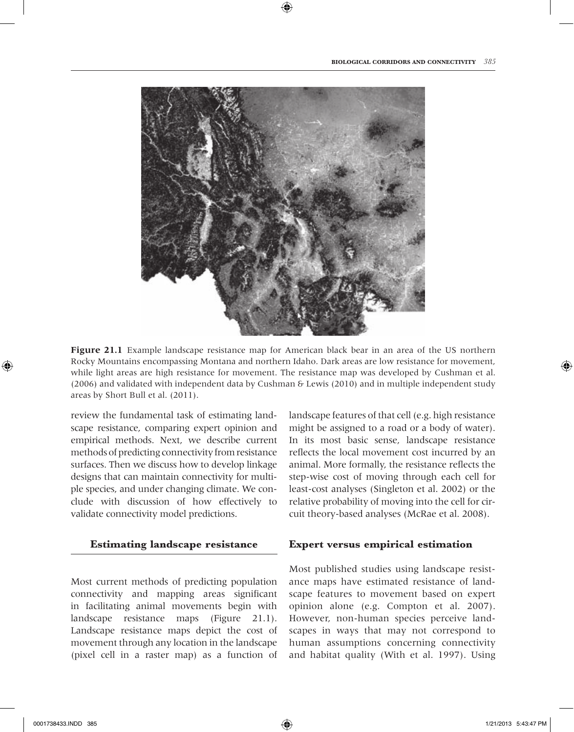**Figure 21.1** Example landscape resistance map for American black bear in an area of the US northern Rocky Mountains encompassing Montana and northern Idaho. Dark areas are low resistance for movement, while light areas are high resistance for movement. The resistance map was developed by Cushman et al. (2006) and validated with independent data by Cushman & Lewis (2010) and in multiple independent study areas by Short Bull et al. (2011).

review the fundamental task of estimating landscape resistance, comparing expert opinion and empirical methods. Next, we describe current methods of predicting connectivity from resistance surfaces. Then we discuss how to develop linkage designs that can maintain connectivity for multiple species, and under changing climate. We conclude with discussion of how effectively to validate connectivity model predictions.

## Estimating landscape resistance

Most current methods of predicting population connectivity and mapping areas significant in facilitating animal movements begin with landscape resistance maps (Figure 21.1). Landscape resistance maps depict the cost of movement through any location in the landscape (pixel cell in a raster map) as a function of landscape features of that cell (e.g. high resistance might be assigned to a road or a body of water). In its most basic sense, landscape resistance reflects the local movement cost incurred by an animal. More formally, the resistance reflects the step-wise cost of moving through each cell for least-cost analyses (Singleton et al. 2002) or the relative probability of moving into the cell for circuit theory-based analyses (McRae et al. 2008).

### Expert versus empirical estimation

Most published studies using landscape resistance maps have estimated resistance of landscape features to movement based on expert opinion alone (e.g. Compton et al. 2007). However, non-human species perceive landscapes in ways that may not correspond to human assumptions concerning connectivity and habitat quality (With et al. 1997). Using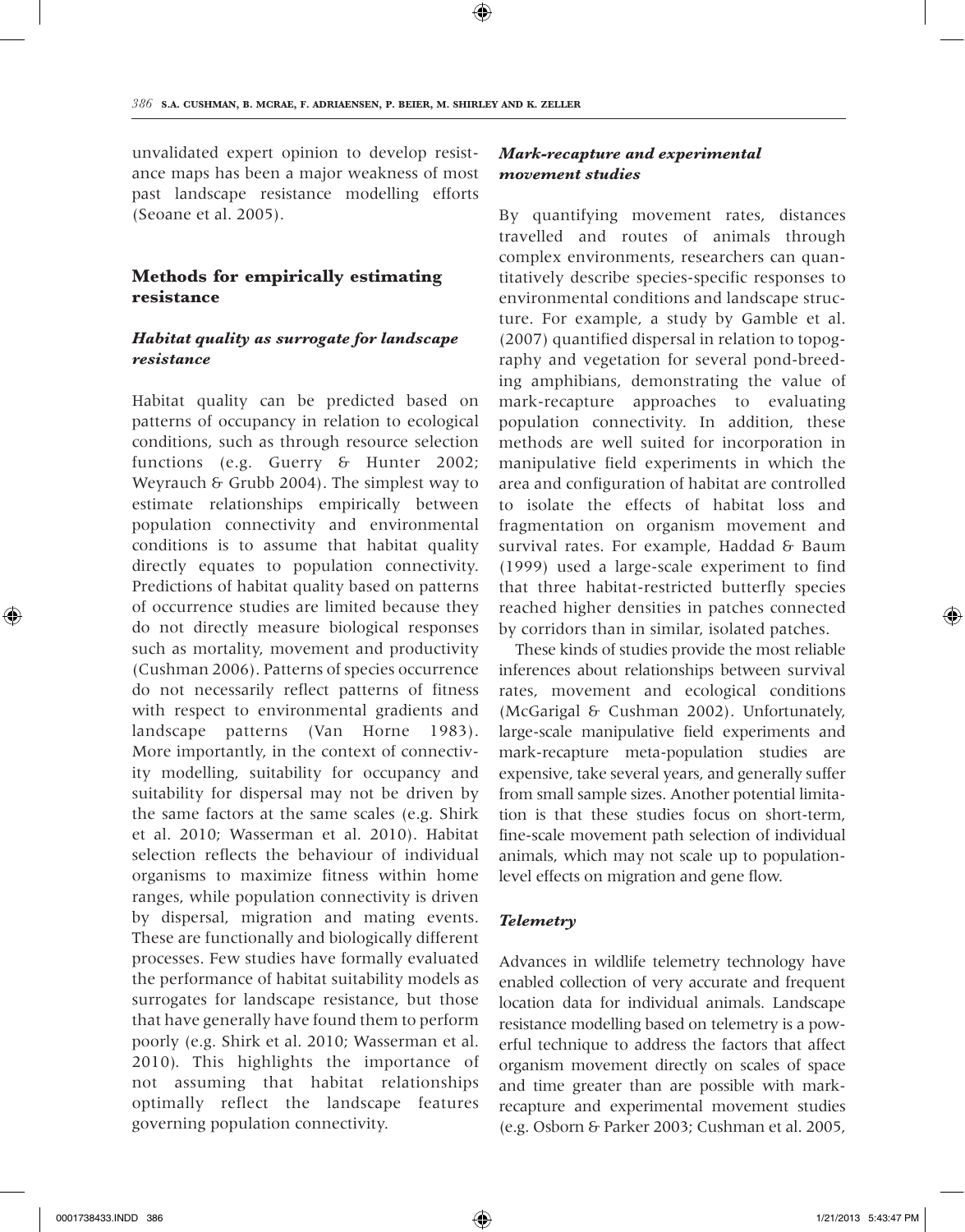unvalidated expert opinion to develop resistance maps has been a major weakness of most past landscape resistance modelling efforts (Seoane et al. 2005).

## Methods for empirically estimating resistance

### *Habitat quality as surrogate for landscape resistance*

Habitat quality can be predicted based on patterns of occupancy in relation to ecological conditions, such as through resource selection functions (e.g. Guerry & Hunter 2002; Weyrauch & Grubb 2004). The simplest way to estimate relationships empirically between population connectivity and environmental conditions is to assume that habitat quality directly equates to population connectivity. Predictions of habitat quality based on patterns of occurrence studies are limited because they do not directly measure biological responses such as mortality, movement and productivity (Cushman 2006). Patterns of species occurrence do not necessarily reflect patterns of fitness with respect to environmental gradients and landscape patterns (Van Horne 1983). More importantly, in the context of connectivity modelling, suitability for occupancy and suitability for dispersal may not be driven by the same factors at the same scales (e.g. Shirk et al. 2010; Wasserman et al. 2010). Habitat selection reflects the behaviour of individual organisms to maximize fitness within home ranges, while population connectivity is driven by dispersal, migration and mating events. These are functionally and biologically different processes. Few studies have formally evaluated the performance of habitat suitability models as surrogates for landscape resistance, but those that have generally have found them to perform poorly (e.g. Shirk et al. 2010; Wasserman et al. 2010). This highlights the importance of not assuming that habitat relationships optimally reflect the landscape features governing population connectivity.

### *Mark-recapture and experimental movement studies*

By quantifying movement rates, distances travelled and routes of animals through complex environments, researchers can quantitatively describe species-specific responses to environmental conditions and landscape structure. For example, a study by Gamble et al. (2007) quantified dispersal in relation to topography and vegetation for several pond-breeding amphibians, demonstrating the value of mark-recapture approaches to evaluating population connectivity. In addition, these methods are well suited for incorporation in manipulative field experiments in which the area and configuration of habitat are controlled to isolate the effects of habitat loss and fragmentation on organism movement and survival rates. For example, Haddad & Baum (1999) used a large-scale experiment to find that three habitat-restricted butterfly species reached higher densities in patches connected by corridors than in similar, isolated patches.

These kinds of studies provide the most reliable inferences about relationships between survival rates, movement and ecological conditions (McGarigal & Cushman 2002). Unfortunately, large-scale manipulative field experiments and mark-recapture meta-population studies are expensive, take several years, and generally suffer from small sample sizes. Another potential limitation is that these studies focus on short-term, fine-scale movement path selection of individual animals, which may not scale up to population-level effects on migration and gene flow.

### *Telemetry*

Advances in wildlife telemetry technology have enabled collection of very accurate and frequent location data for individual animals. Landscape resistance modelling based on telemetry is a powerful technique to address the factors that affect organism movement directly on scales of space and time greater than are possible with mark-recapture and experimental movement studies (e.g. Osborn & Parker 2003; Cushman et al. 2005,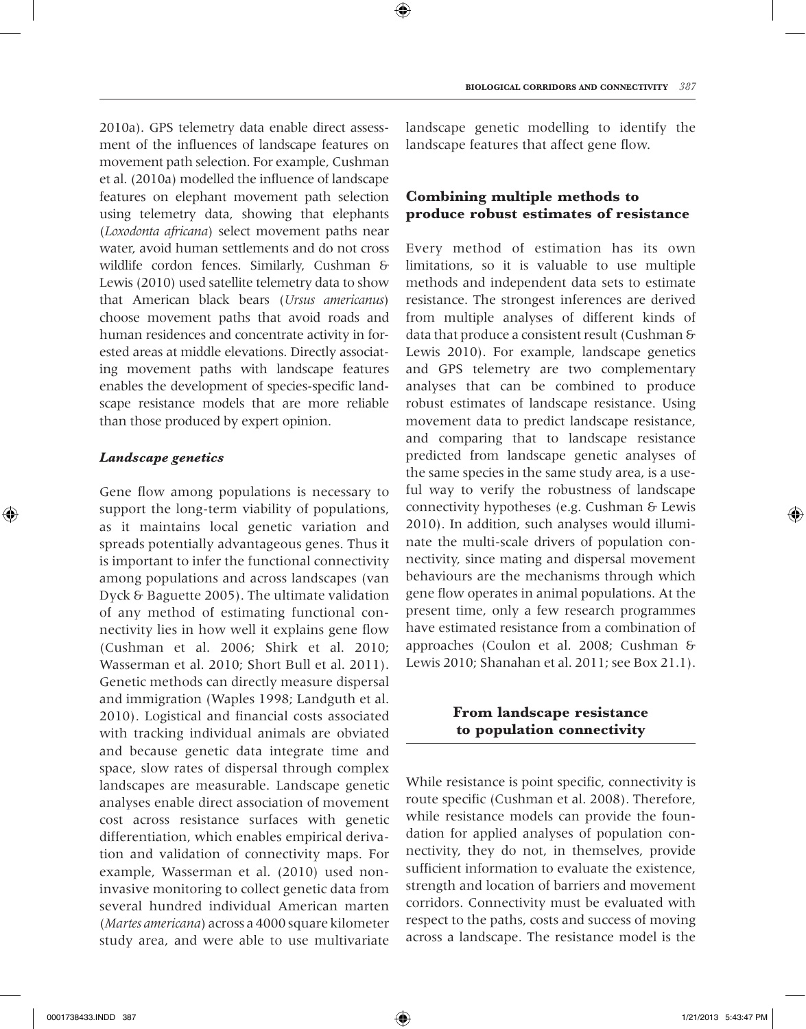2010a). GPS telemetry data enable direct assessment of the influences of landscape features on movement path selection. For example, Cushman et al. (2010a) modelled the influence of landscape features on elephant movement path selection using telemetry data, showing that elephants (*Loxodonta africana*) select movement paths near water, avoid human settlements and do not cross wildlife cordon fences. Similarly, Cushman & Lewis (2010) used satellite telemetry data to show that American black bears (*Ursus americanus*) choose movement paths that avoid roads and human residences and concentrate activity in forested areas at middle elevations. Directly associating movement paths with landscape features enables the development of species-specific landscape resistance models that are more reliable than those produced by expert opinion.

### *Landscape genetics*

Gene flow among populations is necessary to support the long-term viability of populations, as it maintains local genetic variation and spreads potentially advantageous genes. Thus it is important to infer the functional connectivity among populations and across landscapes (van Dyck & Baguette 2005). The ultimate validation of any method of estimating functional connectivity lies in how well it explains gene flow (Cushman et al. 2006; Shirk et al. 2010; Wasserman et al. 2010; Short Bull et al. 2011). Genetic methods can directly measure dispersal and immigration (Waples 1998; Landguth et al. 2010). Logistical and financial costs associated with tracking individual animals are obviated and because genetic data integrate time and space, slow rates of dispersal through complex landscapes are measurable. Landscape genetic analyses enable direct association of movement cost across resistance surfaces with genetic differentiation, which enables empirical derivation and validation of connectivity maps. For example, Wasserman et al. (2010) used non-invasive monitoring to collect genetic data from several hundred individual American marten (*Martes americana*) across a 4000 square kilometer study area, and were able to use multivariate landscape genetic modelling to identify the landscape features that affect gene flow.

### Combining multiple methods to produce robust estimates of resistance

Every method of estimation has its own limitations, so it is valuable to use multiple methods and independent data sets to estimate resistance. The strongest inferences are derived from multiple analyses of different kinds of data that produce a consistent result (Cushman & Lewis 2010). For example, landscape genetics and GPS telemetry are two complementary analyses that can be combined to produce robust estimates of landscape resistance. Using movement data to predict landscape resistance, and comparing that to landscape resistance predicted from landscape genetic analyses of the same species in the same study area, is a useful way to verify the robustness of landscape connectivity hypotheses (e.g. Cushman & Lewis 2010). In addition, such analyses would illuminate the multi-scale drivers of population connectivity, since mating and dispersal movement behaviours are the mechanisms through which gene flow operates in animal populations. At the present time, only a few research programmes have estimated resistance from a combination of approaches (Coulon et al. 2008; Cushman & Lewis 2010; Shanahan et al. 2011; see Box 21.1).

## From landscape resistance to population connectivity

While resistance is point specific, connectivity is route specific (Cushman et al. 2008). Therefore, while resistance models can provide the foundation for applied analyses of population connectivity, they do not, in themselves, provide sufficient information to evaluate the existence, strength and location of barriers and movement corridors. Connectivity must be evaluated with respect to the paths, costs and success of moving across a landscape. The resistance model is the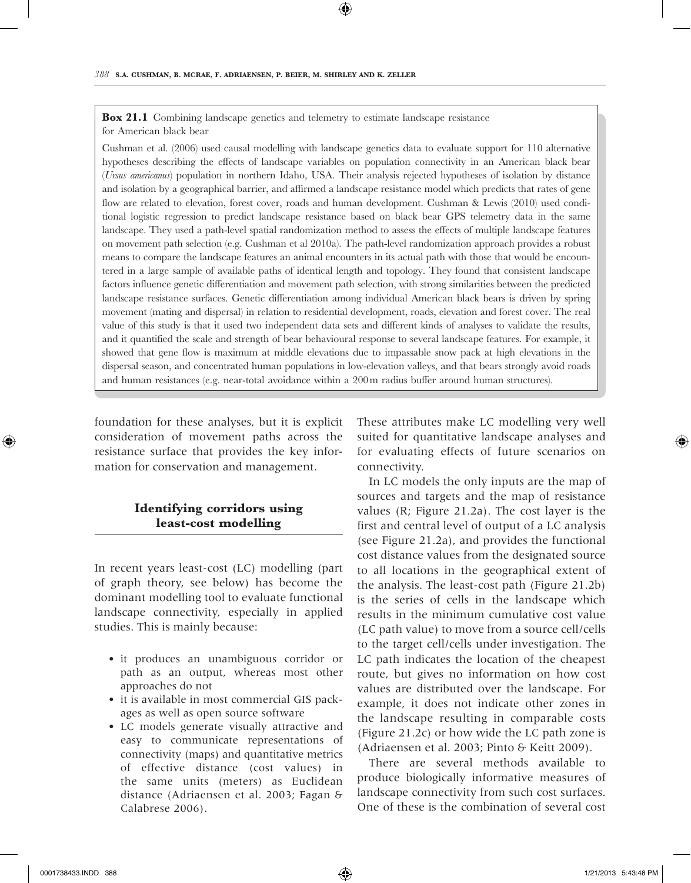**Box 21.1** Combining landscape genetics and telemetry to estimate landscape resistance for American black bear

Cushman et al. (2006) used causal modelling with landscape genetics data to evaluate support for 110 alternative hypotheses describing the effects of landscape variables on population connectivity in an American black bear (*Ursus americanus*) population in northern Idaho, USA. Their analysis rejected hypotheses of isolation by distance and isolation by a geographical barrier, and affirmed a landscape resistance model which predicts that rates of gene flow are related to elevation, forest cover, roads and human development. Cushman & Lewis (2010) used conditional logistic regression to predict landscape resistance based on black bear GPS telemetry data in the same landscape. They used a path-level spatial randomization method to assess the effects of multiple landscape features on movement path selection (e.g. Cushman et al 2010a). The path-level randomization approach provides a robust means to compare the landscape features an animal encounters in its actual path with those that would be encountered in a large sample of available paths of identical length and topology. They found that consistent landscape factors influence genetic differentiation and movement path selection, with strong similarities between the predicted landscape resistance surfaces. Genetic differentiation among individual American black bears is driven by spring movement (mating and dispersal) in relation to residential development, roads, elevation and forest cover. The real value of this study is that it used two independent data sets and different kinds of analyses to validate the results, and it quantified the scale and strength of bear behavioural response to several landscape features. For example, it showed that gene flow is maximum at middle elevations due to impassable snow pack at high elevations in the dispersal season, and concentrated human populations in low-elevation valleys, and that bears strongly avoid roads and human resistances (e.g. near-total avoidance within a 200 m radius buffer around human structures).

foundation for these analyses, but it is explicit consideration of movement paths across the resistance surface that provides the key information for conservation and management.

## Identifying corridors using least-cost modelling

In recent years least-cost (LC) modelling (part of graph theory, see below) has become the dominant modelling tool to evaluate functional landscape connectivity, especially in applied studies. This is mainly because:

- it produces an unambiguous corridor or path as an output, whereas most other approaches do not
- it is available in most commercial GIS packages as well as open source software
- LC models generate visually attractive and easy to communicate representations of connectivity (maps) and quantitative metrics of effective distance (cost values) in the same units (meters) as Euclidean distance (Adriaensen et al. 2003; Fagan & Calabrese 2006).

These attributes make LC modelling very well suited for quantitative landscape analyses and for evaluating effects of future scenarios on connectivity.

In LC models the only inputs are the map of sources and targets and the map of resistance values (R; Figure 21.2a). The cost layer is the first and central level of output of a LC analysis (see Figure 21.2a), and provides the functional cost distance values from the designated source to all locations in the geographical extent of the analysis. The least-cost path (Figure 21.2b) is the series of cells in the landscape which results in the minimum cumulative cost value (LC path value) to move from a source cell/cells to the target cell/cells under investigation. The LC path indicates the location of the cheapest route, but gives no information on how cost values are distributed over the landscape. For example, it does not indicate other zones in the landscape resulting in comparable costs (Figure 21.2c) or how wide the LC path zone is (Adriaensen et al. 2003; Pinto & Keitt 2009).

There are several methods available to produce biologically informative measures of landscape connectivity from such cost surfaces. One of these is the combination of several cost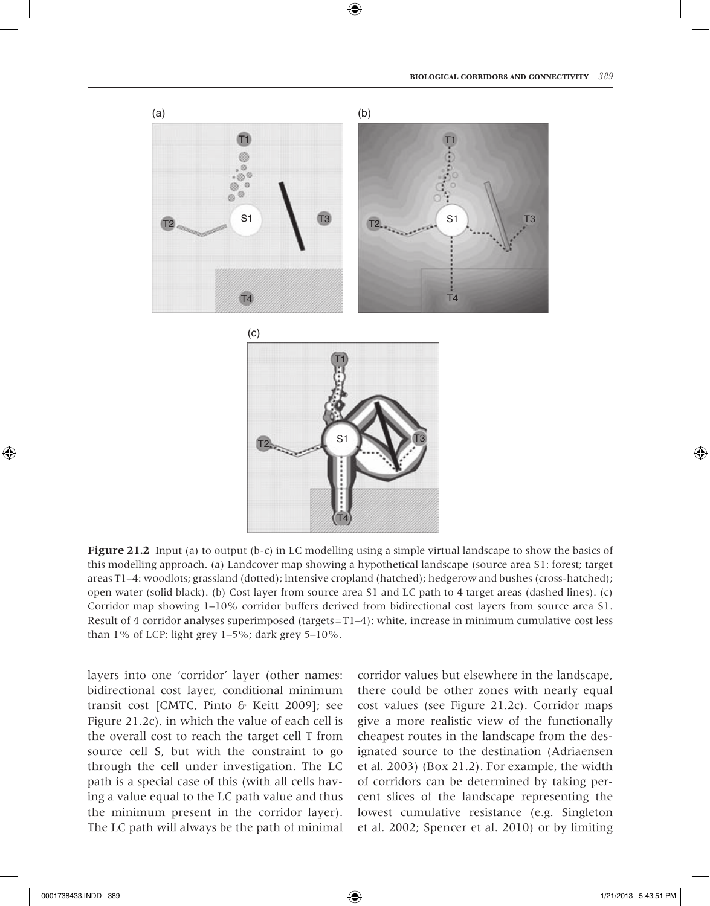**Figure 21.2** Input (a) to output (b-c) in LC modelling using a simple virtual landscape to show the basics of this modelling approach. (a) Landcover map showing a hypothetical landscape (source area S1: forest; target areas T1–4: woodlots; grassland (dotted); intensive cropland (hatched); hedgerow and bushes (cross-hatched); open water (solid black). (b) Cost layer from source area S1 and LC path to 4 target areas (dashed lines). (c) Corridor map showing 1–10% corridor buffers derived from bidirectional cost layers from source area S1. Result of 4 corridor analyses superimposed (targets=T1–4): white, increase in minimum cumulative cost less than 1% of LCP; light grey 1–5%; dark grey 5–10%.

layers into one 'corridor' layer (other names: bidirectional cost layer, conditional minimum transit cost [CMTC, Pinto & Keitt 2009]; see Figure 21.2c), in which the value of each cell is the overall cost to reach the target cell T from source cell S, but with the constraint to go through the cell under investigation. The LC path is a special case of this (with all cells having a value equal to the LC path value and thus the minimum present in the corridor layer). The LC path will always be the path of minimal corridor values but elsewhere in the landscape, there could be other zones with nearly equal cost values (see Figure 21.2c). Corridor maps give a more realistic view of the functionally cheapest routes in the landscape from the designated source to the destination (Adriaensen et al. 2003) (Box 21.2). For example, the width of corridors can be determined by taking percent slices of the landscape representing the lowest cumulative resistance (e.g. Singleton et al. 2002; Spencer et al. 2010) or by limiting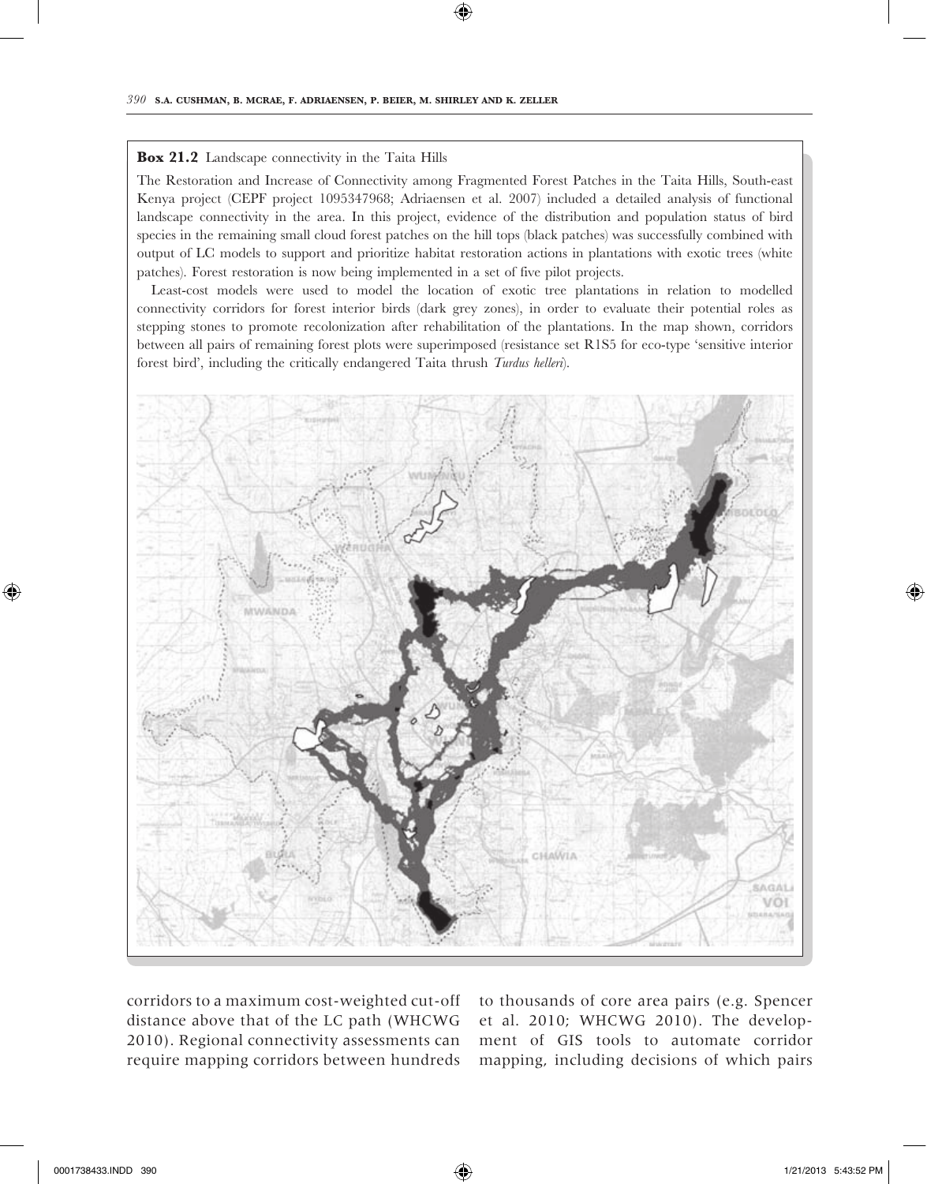**Box 21.2** Landscape connectivity in the Taita Hills

The Restoration and Increase of Connectivity among Fragmented Forest Patches in the Taita Hills, South-east Kenya project (CEPF project 1095347968; Adriaensen et al. 2007) included a detailed analysis of functional landscape connectivity in the area. In this project, evidence of the distribution and population status of bird species in the remaining small cloud forest patches on the hill tops (black patches) was successfully combined with output of LC models to support and prioritize habitat restoration actions in plantations with exotic trees (white patches). Forest restoration is now being implemented in a set of five pilot projects.

Least-cost models were used to model the location of exotic tree plantations in relation to modelled connectivity corridors for forest interior birds (dark grey zones), in order to evaluate their potential roles as stepping stones to promote recolonization after rehabilitation of the plantations. In the map shown, corridors between all pairs of remaining forest plots were superimposed (resistance set R1S5 for eco-type 'sensitive interior forest bird', including the critically endangered Taita thrush *Turdus helleri*).

corridors to a maximum cost-weighted cut-off distance above that of the LC path (WHCWG 2010). Regional connectivity assessments can require mapping corridors between hundreds to thousands of core area pairs (e.g. Spencer et al. 2010; WHCWG 2010). The development of GIS tools to automate corridor mapping, including decisions of which pairs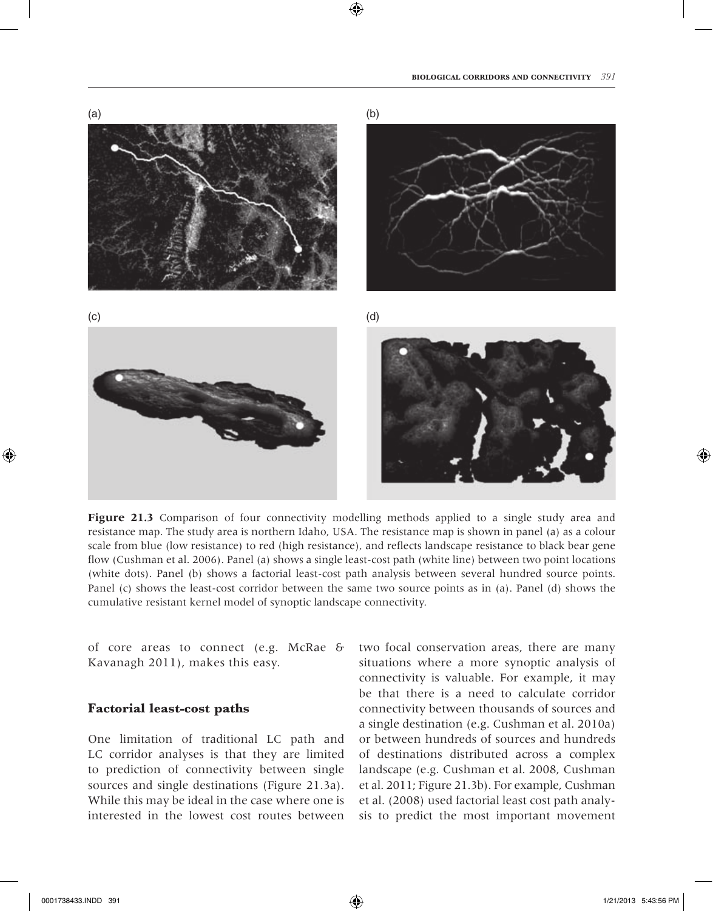(a)

(b)

(c)

(d)

**Figure 21.3** Comparison of four connectivity modelling methods applied to a single study area and resistance map. The study area is northern Idaho, USA. The resistance map is shown in panel (a) as a colour scale from blue (low resistance) to red (high resistance), and reflects landscape resistance to black bear gene flow (Cushman et al. 2006). Panel (a) shows a single least-cost path (white line) between two point locations (white dots). Panel (b) shows a factorial least-cost path analysis between several hundred source points. Panel (c) shows the least-cost corridor between the same two source points as in (a). Panel (d) shows the cumulative resistant kernel model of synoptic landscape connectivity.

of core areas to connect (e.g. McRae & Kavanagh 2011), makes this easy.

### Factorial least-cost paths

One limitation of traditional LC path and LC corridor analyses is that they are limited to prediction of connectivity between single sources and single destinations (Figure 21.3a). While this may be ideal in the case where one is interested in the lowest cost routes between two focal conservation areas, there are many situations where a more synoptic analysis of connectivity is valuable. For example, it may be that there is a need to calculate corridor connectivity between thousands of sources and a single destination (e.g. Cushman et al. 2010a) or between hundreds of sources and hundreds of destinations distributed across a complex landscape (e.g. Cushman et al. 2008, Cushman et al. 2011; Figure 21.3b). For example, Cushman et al. (2008) used factorial least cost path analysis to predict the most important movement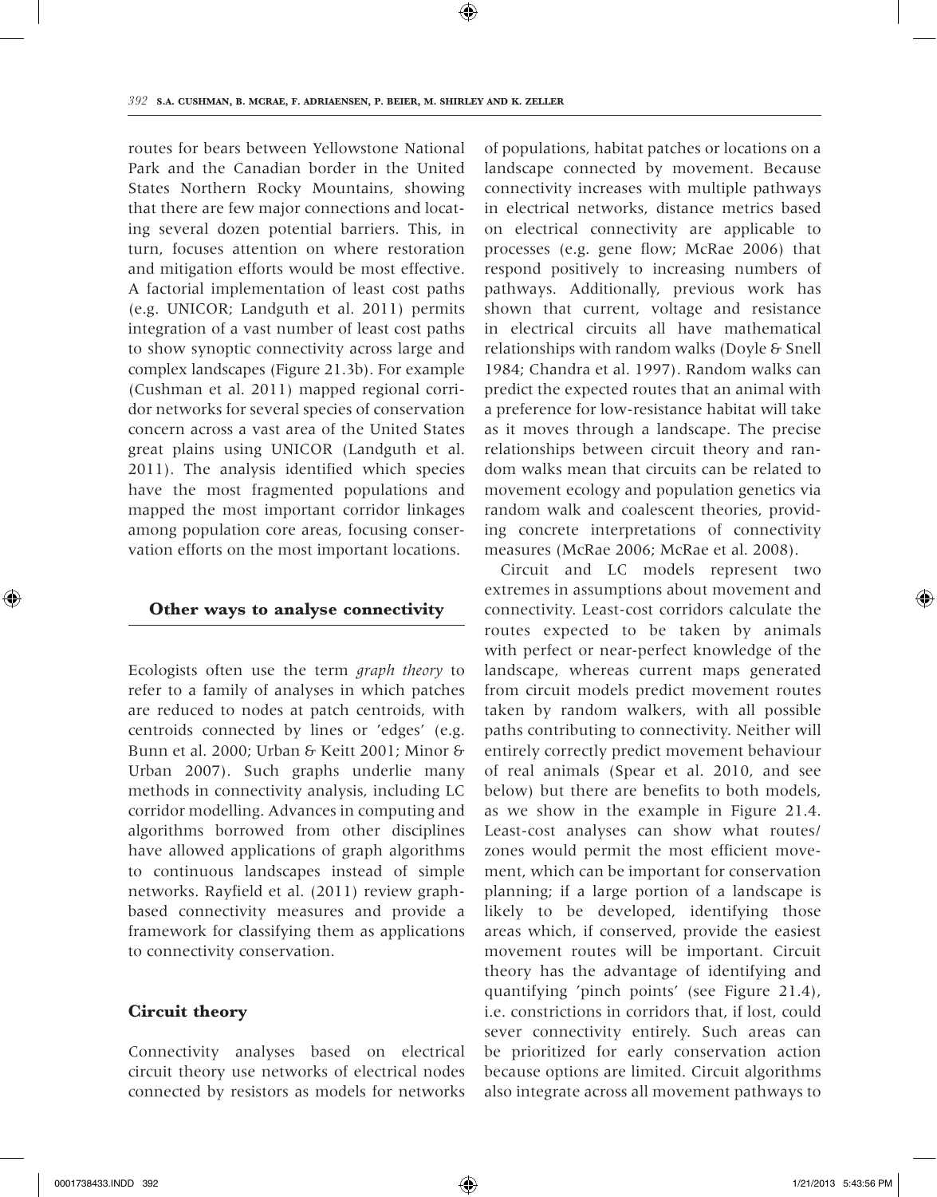routes for bears between Yellowstone National Park and the Canadian border in the United States Northern Rocky Mountains, showing that there are few major connections and locating several dozen potential barriers. This, in turn, focuses attention on where restoration and mitigation efforts would be most effective. A factorial implementation of least cost paths (e.g. UNICOR; Landguth et al. 2011) permits integration of a vast number of least cost paths to show synoptic connectivity across large and complex landscapes (Figure 21.3b). For example (Cushman et al. 2011) mapped regional corridor networks for several species of conservation concern across a vast area of the United States great plains using UNICOR (Landguth et al. 2011). The analysis identified which species have the most fragmented populations and mapped the most important corridor linkages among population core areas, focusing conservation efforts on the most important locations.

## Other ways to analyse connectivity

Ecologists often use the term *graph theory* to refer to a family of analyses in which patches are reduced to nodes at patch centroids, with centroids connected by lines or 'edges' (e.g. Bunn et al. 2000; Urban & Keitt 2001; Minor & Urban 2007). Such graphs underlie many methods in connectivity analysis, including LC corridor modelling. Advances in computing and algorithms borrowed from other disciplines have allowed applications of graph algorithms to continuous landscapes instead of simple networks. Rayfield et al. (2011) review graph-based connectivity measures and provide a framework for classifying them as applications to connectivity conservation.

### Circuit theory

Connectivity analyses based on electrical circuit theory use networks of electrical nodes connected by resistors as models for networks of populations, habitat patches or locations on a landscape connected by movement. Because connectivity increases with multiple pathways in electrical networks, distance metrics based on electrical connectivity are applicable to processes (e.g. gene flow; McRae 2006) that respond positively to increasing numbers of pathways. Additionally, previous work has shown that current, voltage and resistance in electrical circuits all have mathematical relationships with random walks (Doyle & Snell 1984; Chandra et al. 1997). Random walks can predict the expected routes that an animal with a preference for low-resistance habitat will take as it moves through a landscape. The precise relationships between circuit theory and random walks mean that circuits can be related to movement ecology and population genetics via random walk and coalescent theories, providing concrete interpretations of connectivity measures (McRae 2006; McRae et al. 2008).

Circuit and LC models represent two extremes in assumptions about movement and connectivity. Least-cost corridors calculate the routes expected to be taken by animals with perfect or near-perfect knowledge of the landscape, whereas current maps generated from circuit models predict movement routes taken by random walkers, with all possible paths contributing to connectivity. Neither will entirely correctly predict movement behaviour of real animals (Spear et al. 2010, and see below) but there are benefits to both models, as we show in the example in Figure 21.4. Least-cost analyses can show what routes/zones would permit the most efficient movement, which can be important for conservation planning; if a large portion of a landscape is likely to be developed, identifying those areas which, if conserved, provide the easiest movement routes will be important. Circuit theory has the advantage of identifying and quantifying 'pinch points' (see Figure 21.4), i.e. constrictions in corridors that, if lost, could sever connectivity entirely. Such areas can be prioritized for early conservation action because options are limited. Circuit algorithms also integrate across all movement pathways to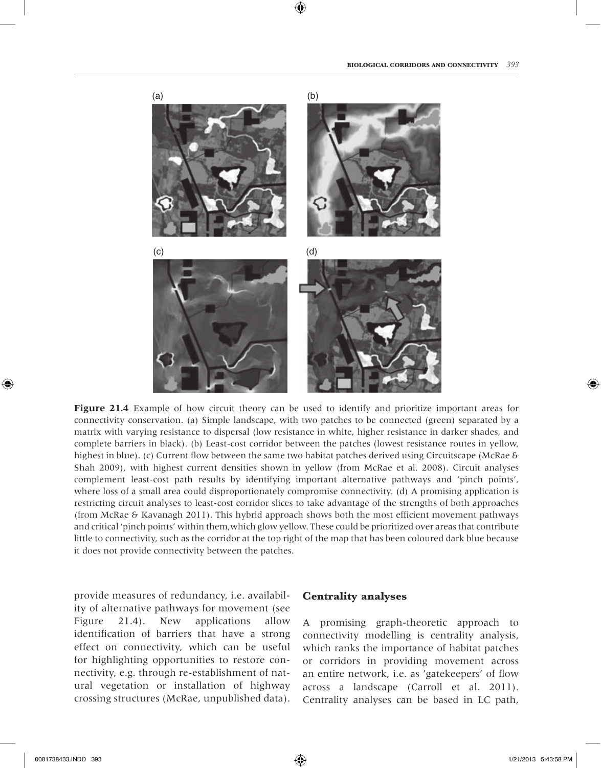(a)

(b)

(c)

(d)

**Figure 21.4** Example of how circuit theory can be used to identify and prioritize important areas for connectivity conservation. (a) Simple landscape, with two patches to be connected (green) separated by a matrix with varying resistance to dispersal (low resistance in white, higher resistance in darker shades, and complete barriers in black). (b) Least-cost corridor between the patches (lowest resistance routes in yellow, highest in blue). (c) Current flow between the same two habitat patches derived using Circuitscape (McRae & Shah 2009), with highest current densities shown in yellow (from McRae et al. 2008). Circuit analyses complement least-cost path results by identifying important alternative pathways and 'pinch points', where loss of a small area could disproportionately compromise connectivity. (d) A promising application is restricting circuit analyses to least-cost corridor slices to take advantage of the strengths of both approaches (from McRae & Kavanagh 2011). This hybrid approach shows both the most efficient movement pathways and critical 'pinch points' within them,which glow yellow. These could be prioritized over areas that contribute little to connectivity, such as the corridor at the top right of the map that has been coloured dark blue because it does not provide connectivity between the patches.

provide measures of redundancy, i.e. availability of alternative pathways for movement (see Figure 21.4). New applications allow identification of barriers that have a strong effect on connectivity, which can be useful for highlighting opportunities to restore connectivity, e.g. through re-establishment of natural vegetation or installation of highway crossing structures (McRae, unpublished data).

### Centrality analyses

A promising graph-theoretic approach to connectivity modelling is centrality analysis, which ranks the importance of habitat patches or corridors in providing movement across an entire network, i.e. as 'gatekeepers' of flow across a landscape (Carroll et al. 2011). Centrality analyses can be based in LC path,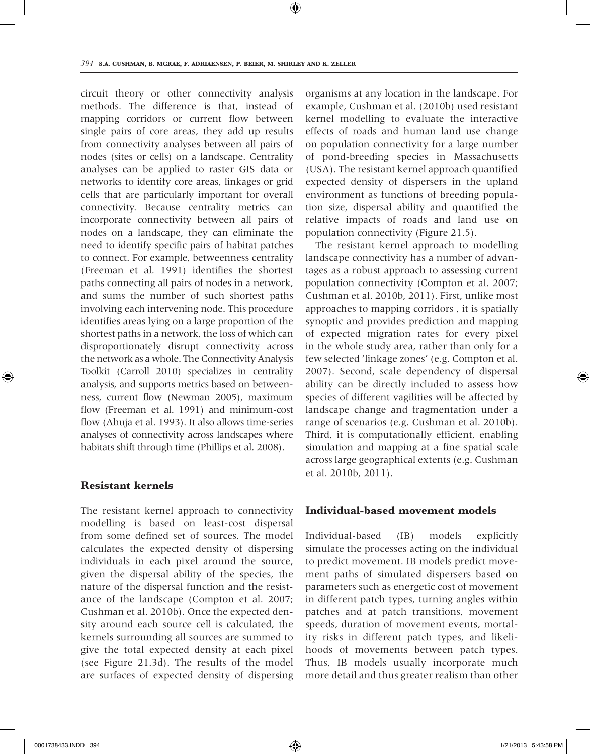circuit theory or other connectivity analysis methods. The difference is that, instead of mapping corridors or current flow between single pairs of core areas, they add up results from connectivity analyses between all pairs of nodes (sites or cells) on a landscape. Centrality analyses can be applied to raster GIS data or networks to identify core areas, linkages or grid cells that are particularly important for overall connectivity. Because centrality metrics can incorporate connectivity between all pairs of nodes on a landscape, they can eliminate the need to identify specific pairs of habitat patches to connect. For example, betweenness centrality (Freeman et al. 1991) identifies the shortest paths connecting all pairs of nodes in a network, and sums the number of such shortest paths involving each intervening node. This procedure identifies areas lying on a large proportion of the shortest paths in a network, the loss of which can disproportionately disrupt connectivity across the network as a whole. The Connectivity Analysis Toolkit (Carroll 2010) specializes in centrality analysis, and supports metrics based on betweenness, current flow (Newman 2005), maximum flow (Freeman et al. 1991) and minimum-cost flow (Ahuja et al. 1993). It also allows time-series analyses of connectivity across landscapes where habitats shift through time (Phillips et al. 2008).

## Resistant kernels

The resistant kernel approach to connectivity modelling is based on least-cost dispersal from some defined set of sources. The model calculates the expected density of dispersing individuals in each pixel around the source, given the dispersal ability of the species, the nature of the dispersal function and the resistance of the landscape (Compton et al. 2007; Cushman et al. 2010b). Once the expected density around each source cell is calculated, the kernels surrounding all sources are summed to give the total expected density at each pixel (see Figure 21.3d). The results of the model are surfaces of expected density of dispersing organisms at any location in the landscape. For example, Cushman et al. (2010b) used resistant kernel modelling to evaluate the interactive effects of roads and human land use change on population connectivity for a large number of pond-breeding species in Massachusetts (USA). The resistant kernel approach quantified expected density of dispersers in the upland environment as functions of breeding population size, dispersal ability and quantified the relative impacts of roads and land use on population connectivity (Figure 21.5).

The resistant kernel approach to modelling landscape connectivity has a number of advantages as a robust approach to assessing current population connectivity (Compton et al. 2007; Cushman et al. 2010b, 2011). First, unlike most approaches to mapping corridors , it is spatially synoptic and provides prediction and mapping of expected migration rates for every pixel in the whole study area, rather than only for a few selected 'linkage zones' (e.g. Compton et al. 2007). Second, scale dependency of dispersal ability can be directly included to assess how species of different vagilities will be affected by landscape change and fragmentation under a range of scenarios (e.g. Cushman et al. 2010b). Third, it is computationally efficient, enabling simulation and mapping at a fine spatial scale across large geographical extents (e.g. Cushman et al. 2010b, 2011).

## Individual-based movement models

Individual-based (IB) models explicitly simulate the processes acting on the individual to predict movement. IB models predict movement paths of simulated dispersers based on parameters such as energetic cost of movement in different patch types, turning angles within patches and at patch transitions, movement speeds, duration of movement events, mortality risks in different patch types, and likelihoods of movements between patch types. Thus, IB models usually incorporate much more detail and thus greater realism than other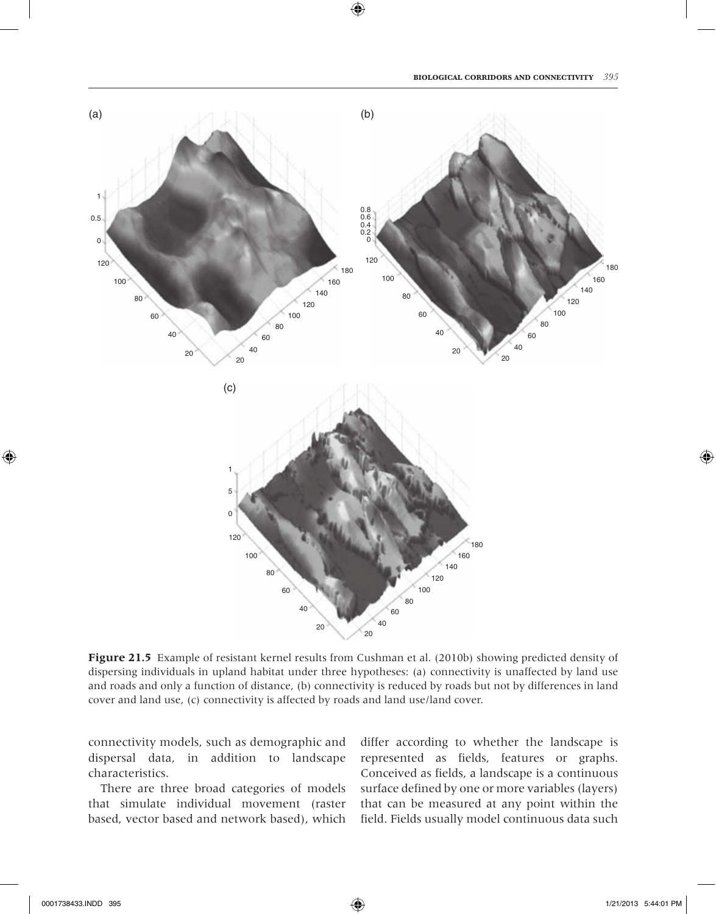**Figure 21.5** Example of resistant kernel results from Cushman et al. (2010b) showing predicted density of dispersing individuals in upland habitat under three hypotheses: (a) connectivity is unaffected by land use and roads and only a function of distance, (b) connectivity is reduced by roads but not by differences in land cover and land use, (c) connectivity is affected by roads and land use/land cover.

connectivity models, such as demographic and dispersal data, in addition to landscape characteristics.

There are three broad categories of models that simulate individual movement (raster based, vector based and network based), which differ according to whether the landscape is represented as fields, features or graphs. Conceived as fields, a landscape is a continuous surface defined by one or more variables (layers) that can be measured at any point within the field. Fields usually model continuous data such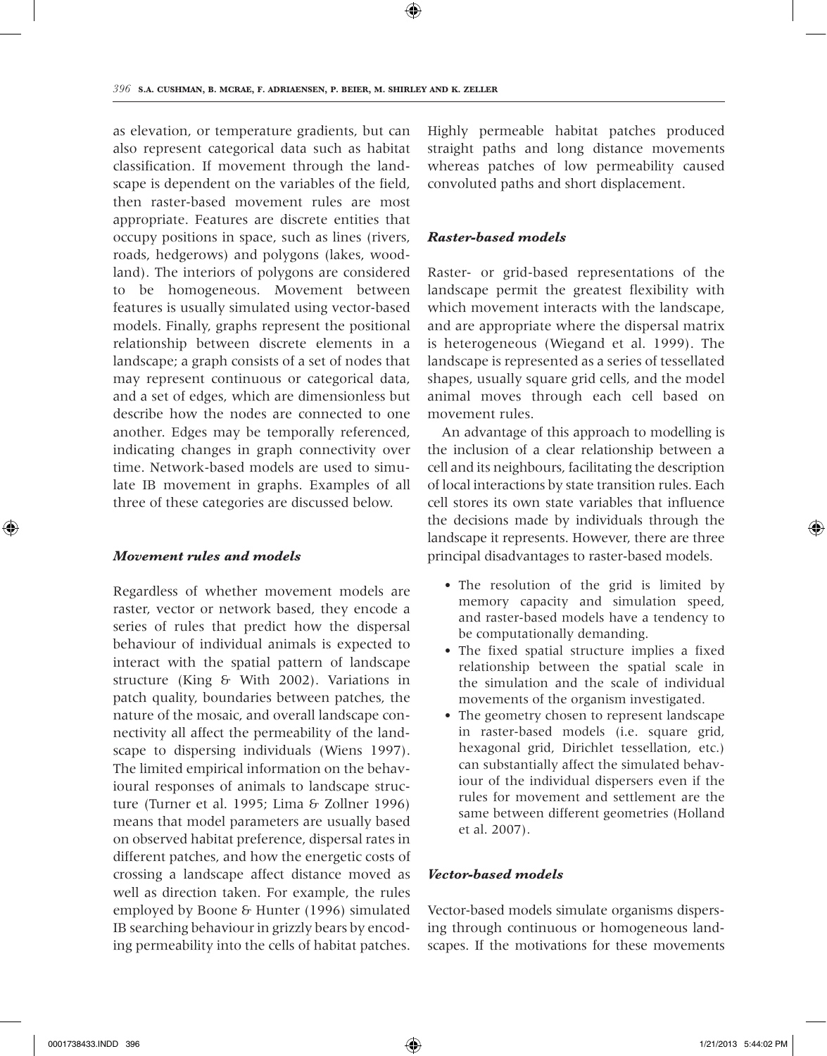as elevation, or temperature gradients, but can also represent categorical data such as habitat classification. If movement through the landscape is dependent on the variables of the field, then raster-based movement rules are most appropriate. Features are discrete entities that occupy positions in space, such as lines (rivers, roads, hedgerows) and polygons (lakes, woodland). The interiors of polygons are considered to be homogeneous. Movement between features is usually simulated using vector-based models. Finally, graphs represent the positional relationship between discrete elements in a landscape; a graph consists of a set of nodes that may represent continuous or categorical data, and a set of edges, which are dimensionless but describe how the nodes are connected to one another. Edges may be temporally referenced, indicating changes in graph connectivity over time. Network-based models are used to simulate IB movement in graphs. Examples of all three of these categories are discussed below.

### *Movement rules and models*

Regardless of whether movement models are raster, vector or network based, they encode a series of rules that predict how the dispersal behaviour of individual animals is expected to interact with the spatial pattern of landscape structure (King & With 2002). Variations in patch quality, boundaries between patches, the nature of the mosaic, and overall landscape connectivity all affect the permeability of the landscape to dispersing individuals (Wiens 1997). The limited empirical information on the behavioural responses of animals to landscape structure (Turner et al. 1995; Lima & Zollner 1996) means that model parameters are usually based on observed habitat preference, dispersal rates in different patches, and how the energetic costs of crossing a landscape affect distance moved as well as direction taken. For example, the rules employed by Boone & Hunter (1996) simulated IB searching behaviour in grizzly bears by encoding permeability into the cells of habitat patches. Highly permeable habitat patches produced straight paths and long distance movements whereas patches of low permeability caused convoluted paths and short displacement.

### *Raster-based models*

Raster- or grid-based representations of the landscape permit the greatest flexibility with which movement interacts with the landscape, and are appropriate where the dispersal matrix is heterogeneous (Wiegand et al. 1999). The landscape is represented as a series of tessellated shapes, usually square grid cells, and the model animal moves through each cell based on movement rules.

An advantage of this approach to modelling is the inclusion of a clear relationship between a cell and its neighbours, facilitating the description of local interactions by state transition rules. Each cell stores its own state variables that influence the decisions made by individuals through the landscape it represents. However, there are three principal disadvantages to raster-based models.

- The resolution of the grid is limited by memory capacity and simulation speed, and raster-based models have a tendency to be computationally demanding.
- The fixed spatial structure implies a fixed relationship between the spatial scale in the simulation and the scale of individual movements of the organism investigated.
- The geometry chosen to represent landscape in raster-based models (i.e. square grid, hexagonal grid, Dirichlet tessellation, etc.) can substantially affect the simulated behaviour of the individual dispersers even if the rules for movement and settlement are the same between different geometries (Holland et al. 2007).

### *Vector-based models*

Vector-based models simulate organisms dispersing through continuous or homogeneous landscapes. If the motivations for these movements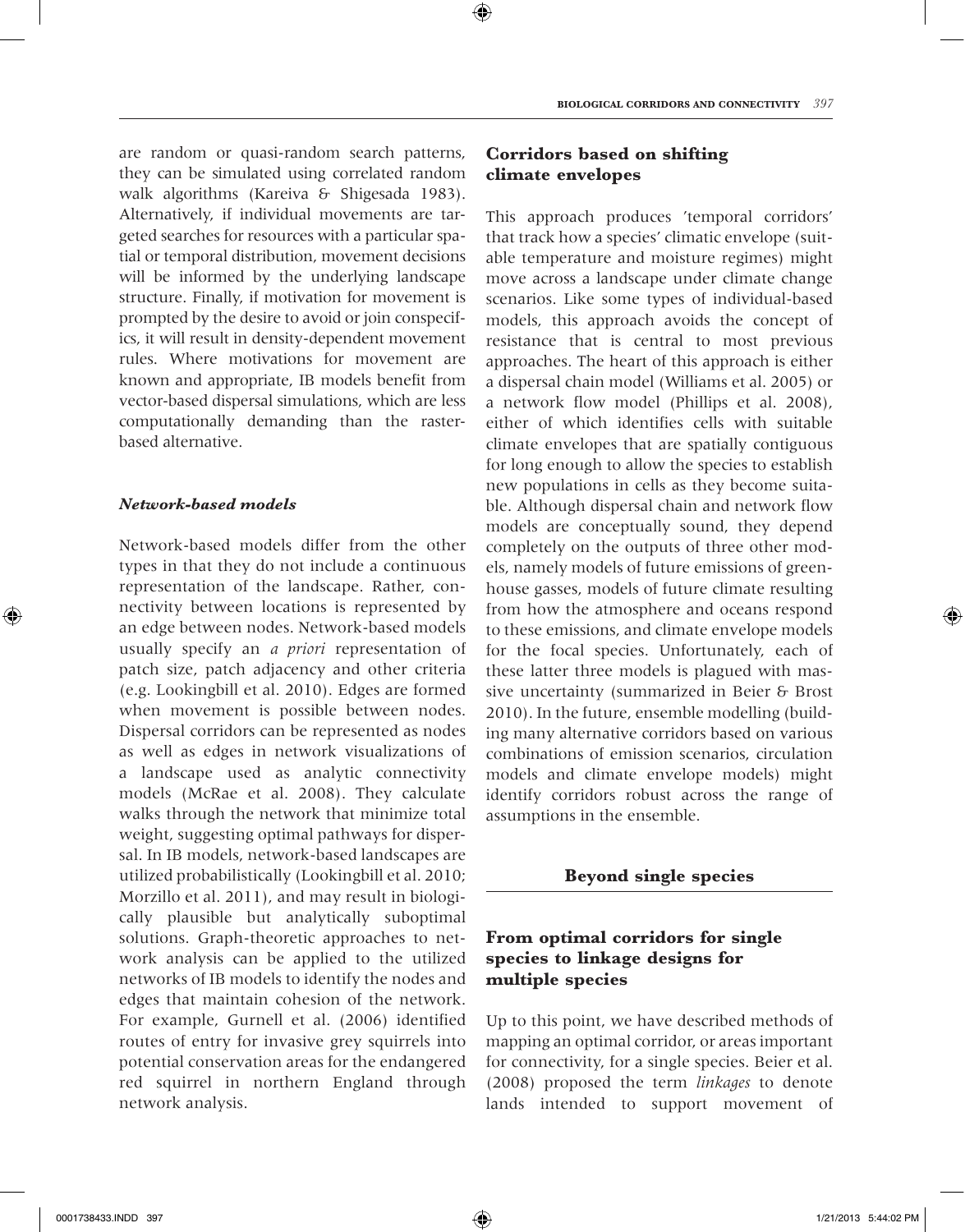are random or quasi-random search patterns, they can be simulated using correlated random walk algorithms (Kareiva & Shigesada 1983). Alternatively, if individual movements are targeted searches for resources with a particular spatial or temporal distribution, movement decisions will be informed by the underlying landscape structure. Finally, if motivation for movement is prompted by the desire to avoid or join conspecifics, it will result in density-dependent movement rules. Where motivations for movement are known and appropriate, IB models benefit from vector-based dispersal simulations, which are less computationally demanding than the raster-based alternative.

#### *Network-based models*

Network-based models differ from the other types in that they do not include a continuous representation of the landscape. Rather, connectivity between locations is represented by an edge between nodes. Network-based models usually specify an *a priori* representation of patch size, patch adjacency and other criteria (e.g. Lookingbill et al. 2010). Edges are formed when movement is possible between nodes. Dispersal corridors can be represented as nodes as well as edges in network visualizations of a landscape used as analytic connectivity models (McRae et al. 2008). They calculate walks through the network that minimize total weight, suggesting optimal pathways for dispersal. In IB models, network-based landscapes are utilized probabilistically (Lookingbill et al. 2010; Morzillo et al. 2011), and may result in biologically plausible but analytically suboptimal solutions. Graph-theoretic approaches to network analysis can be applied to the utilized networks of IB models to identify the nodes and edges that maintain cohesion of the network. For example, Gurnell et al. (2006) identified routes of entry for invasive grey squirrels into potential conservation areas for the endangered red squirrel in northern England through network analysis.

### Corridors based on shifting climate envelopes

This approach produces 'temporal corridors' that track how a species' climatic envelope (suitable temperature and moisture regimes) might move across a landscape under climate change scenarios. Like some types of individual-based models, this approach avoids the concept of resistance that is central to most previous approaches. The heart of this approach is either a dispersal chain model (Williams et al. 2005) or a network flow model (Phillips et al. 2008), either of which identifies cells with suitable climate envelopes that are spatially contiguous for long enough to allow the species to establish new populations in cells as they become suitable. Although dispersal chain and network flow models are conceptually sound, they depend completely on the outputs of three other models, namely models of future emissions of greenhouse gasses, models of future climate resulting from how the atmosphere and oceans respond to these emissions, and climate envelope models for the focal species. Unfortunately, each of these latter three models is plagued with massive uncertainty (summarized in Beier & Brost 2010). In the future, ensemble modelling (building many alternative corridors based on various combinations of emission scenarios, circulation models and climate envelope models) might identify corridors robust across the range of assumptions in the ensemble.

## Beyond single species

### From optimal corridors for single species to linkage designs for multiple species

Up to this point, we have described methods of mapping an optimal corridor, or areas important for connectivity, for a single species. Beier et al. (2008) proposed the term *linkages* to denote lands intended to support movement of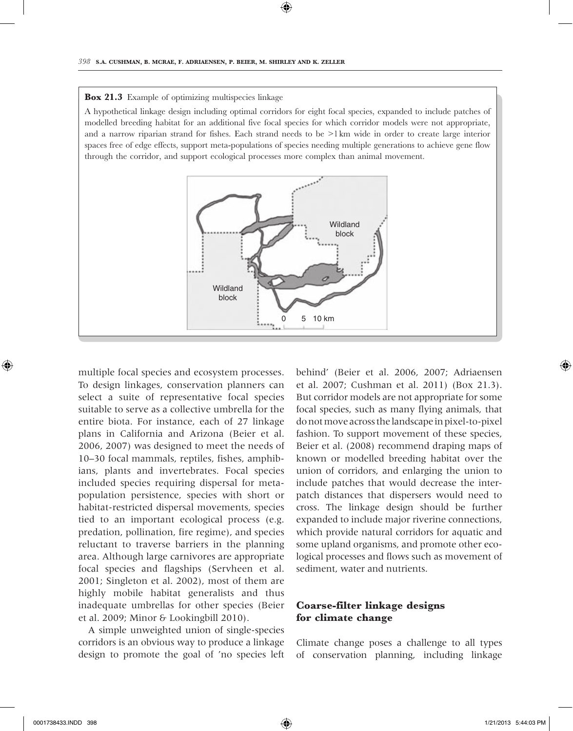**Box 21.3** Example of optimizing multispecies linkage

A hypothetical linkage design including optimal corridors for eight focal species, expanded to include patches of modelled breeding habitat for an additional five focal species for which corridor models were not appropriate, and a narrow riparian strand for fishes. Each strand needs to be >1 km wide in order to create large interior spaces free of edge effects, support meta-populations of species needing multiple generations to achieve gene flow through the corridor, and support ecological processes more complex than animal movement.

multiple focal species and ecosystem processes. To design linkages, conservation planners can select a suite of representative focal species suitable to serve as a collective umbrella for the entire biota. For instance, each of 27 linkage plans in California and Arizona (Beier et al. 2006, 2007) was designed to meet the needs of 10–30 focal mammals, reptiles, fishes, amphibians, plants and invertebrates. Focal species included species requiring dispersal for meta-population persistence, species with short or habitat-restricted dispersal movements, species tied to an important ecological process (e.g. predation, pollination, fire regime), and species reluctant to traverse barriers in the planning area. Although large carnivores are appropriate focal species and flagships (Servheen et al. 2001; Singleton et al. 2002), most of them are highly mobile habitat generalists and thus inadequate umbrellas for other species (Beier et al. 2009; Minor & Lookingbill 2010).

A simple unweighted union of single-species corridors is an obvious way to produce a linkage design to promote the goal of 'no species left behind' (Beier et al. 2006, 2007; Adriaensen et al. 2007; Cushman et al. 2011) (Box 21.3). But corridor models are not appropriate for some focal species, such as many flying animals, that do not move across the landscape in pixel-to-pixel fashion. To support movement of these species, Beier et al. (2008) recommend draping maps of known or modelled breeding habitat over the union of corridors, and enlarging the union to include patches that would decrease the inter-patch distances that dispersers would need to cross. The linkage design should be further expanded to include major riverine connections, which provide natural corridors for aquatic and some upland organisms, and promote other ecological processes and flows such as movement of sediment, water and nutrients.

## Coarse-filter linkage designs for climate change

Climate change poses a challenge to all types of conservation planning, including linkage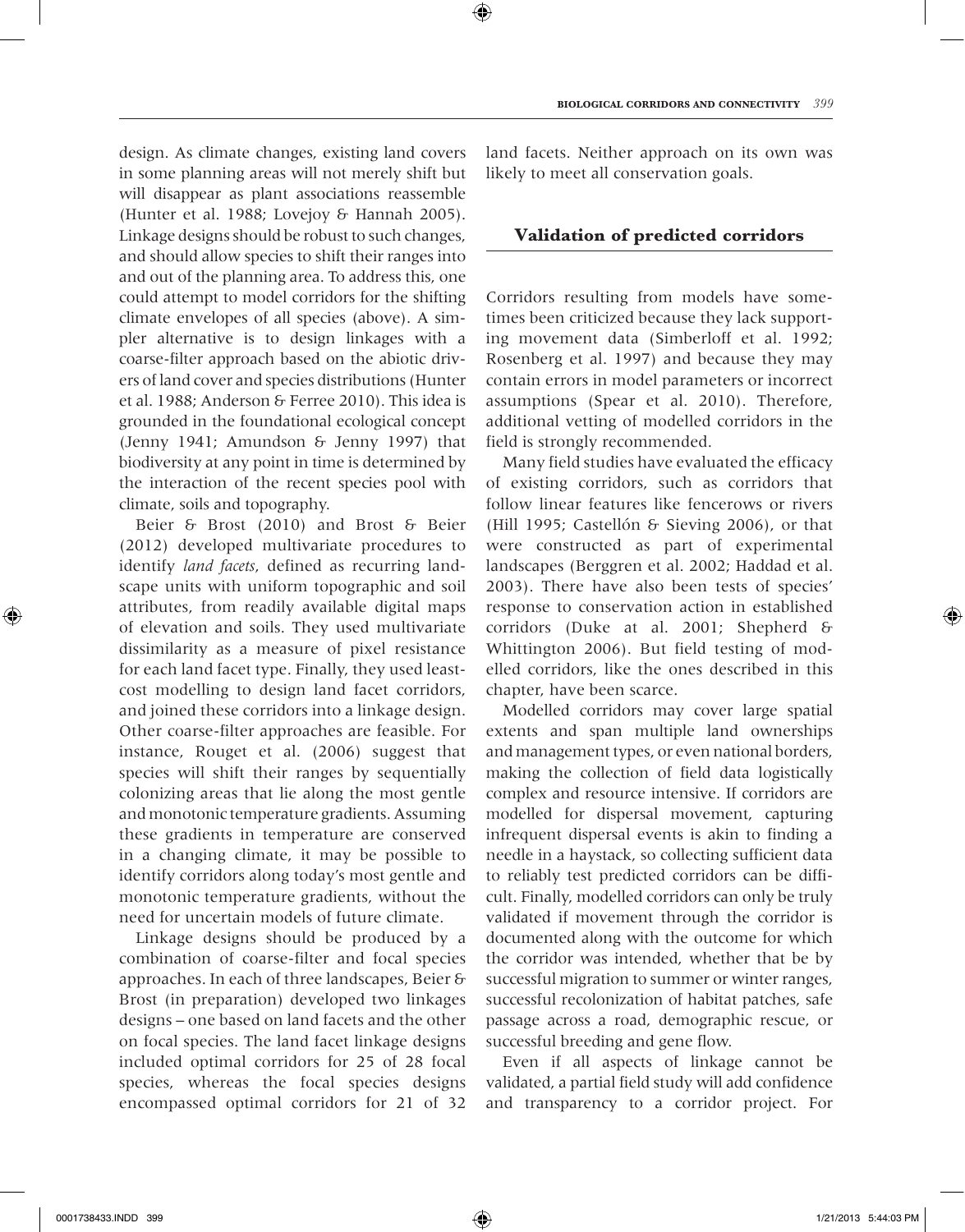design. As climate changes, existing land covers in some planning areas will not merely shift but will disappear as plant associations reassemble (Hunter et al. 1988; Lovejoy & Hannah 2005). Linkage designs should be robust to such changes, and should allow species to shift their ranges into and out of the planning area. To address this, one could attempt to model corridors for the shifting climate envelopes of all species (above). A simpler alternative is to design linkages with a coarse-filter approach based on the abiotic drivers of land cover and species distributions (Hunter et al. 1988; Anderson & Ferree 2010). This idea is grounded in the foundational ecological concept (Jenny 1941; Amundson & Jenny 1997) that biodiversity at any point in time is determined by the interaction of the recent species pool with climate, soils and topography.

Beier & Brost (2010) and Brost & Beier (2012) developed multivariate procedures to identify *land facets*, defined as recurring landscape units with uniform topographic and soil attributes, from readily available digital maps of elevation and soils. They used multivariate dissimilarity as a measure of pixel resistance for each land facet type. Finally, they used least-cost modelling to design land facet corridors, and joined these corridors into a linkage design. Other coarse-filter approaches are feasible. For instance, Rouget et al. (2006) suggest that species will shift their ranges by sequentially colonizing areas that lie along the most gentle and monotonic temperature gradients. Assuming these gradients in temperature are conserved in a changing climate, it may be possible to identify corridors along today's most gentle and monotonic temperature gradients, without the need for uncertain models of future climate.

Linkage designs should be produced by a combination of coarse-filter and focal species approaches. In each of three landscapes, Beier & Brost (in preparation) developed two linkages designs – one based on land facets and the other on focal species. The land facet linkage designs included optimal corridors for 25 of 28 focal species, whereas the focal species designs encompassed optimal corridors for 21 of 32 land facets. Neither approach on its own was likely to meet all conservation goals.

## Validation of predicted corridors

Corridors resulting from models have sometimes been criticized because they lack supporting movement data (Simberloff et al. 1992; Rosenberg et al. 1997) and because they may contain errors in model parameters or incorrect assumptions (Spear et al. 2010). Therefore, additional vetting of modelled corridors in the field is strongly recommended.

Many field studies have evaluated the efficacy of existing corridors, such as corridors that follow linear features like fencerows or rivers (Hill 1995; Castellón & Sieving 2006), or that were constructed as part of experimental landscapes (Berggren et al. 2002; Haddad et al. 2003). There have also been tests of species' response to conservation action in established corridors (Duke at al. 2001; Shepherd & Whittington 2006). But field testing of modelled corridors, like the ones described in this chapter, have been scarce.

Modelled corridors may cover large spatial extents and span multiple land ownerships and management types, or even national borders, making the collection of field data logistically complex and resource intensive. If corridors are modelled for dispersal movement, capturing infrequent dispersal events is akin to finding a needle in a haystack, so collecting sufficient data to reliably test predicted corridors can be difficult. Finally, modelled corridors can only be truly validated if movement through the corridor is documented along with the outcome for which the corridor was intended, whether that be by successful migration to summer or winter ranges, successful recolonization of habitat patches, safe passage across a road, demographic rescue, or successful breeding and gene flow.

Even if all aspects of linkage cannot be validated, a partial field study will add confidence and transparency to a corridor project. For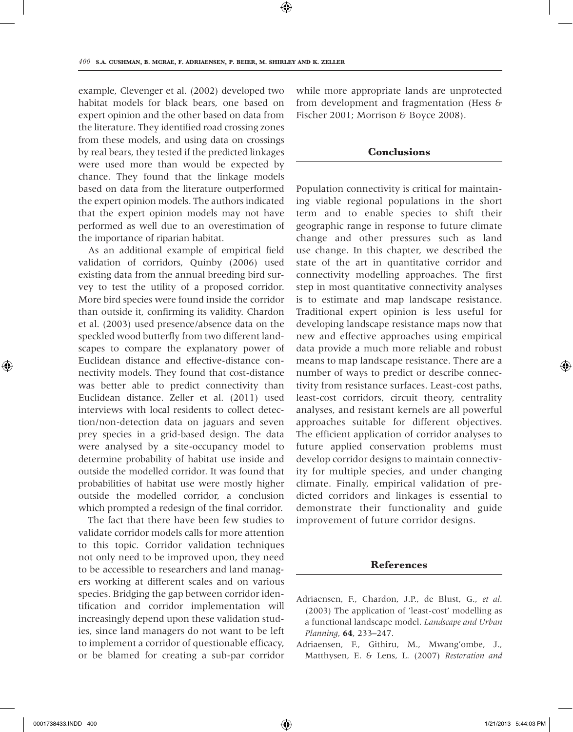example, Clevenger et al. (2002) developed two habitat models for black bears, one based on expert opinion and the other based on data from the literature. They identified road crossing zones from these models, and using data on crossings by real bears, they tested if the predicted linkages were used more than would be expected by chance. They found that the linkage models based on data from the literature outperformed the expert opinion models. The authors indicated that the expert opinion models may not have performed as well due to an overestimation of the importance of riparian habitat.

As an additional example of empirical field validation of corridors, Quinby (2006) used existing data from the annual breeding bird survey to test the utility of a proposed corridor. More bird species were found inside the corridor than outside it, confirming its validity. Chardon et al. (2003) used presence/absence data on the speckled wood butterfly from two different landscapes to compare the explanatory power of Euclidean distance and effective-distance connectivity models. They found that cost-distance was better able to predict connectivity than Euclidean distance. Zeller et al. (2011) used interviews with local residents to collect detection/non-detection data on jaguars and seven prey species in a grid-based design. The data were analysed by a site-occupancy model to determine probability of habitat use inside and outside the modelled corridor. It was found that probabilities of habitat use were mostly higher outside the modelled corridor, a conclusion which prompted a redesign of the final corridor.

The fact that there have been few studies to validate corridor models calls for more attention to this topic. Corridor validation techniques not only need to be improved upon, they need to be accessible to researchers and land managers working at different scales and on various species. Bridging the gap between corridor identification and corridor implementation will increasingly depend upon these validation studies, since land managers do not want to be left to implement a corridor of questionable efficacy, or be blamed for creating a sub-par corridor while more appropriate lands are unprotected from development and fragmentation (Hess & Fischer 2001; Morrison & Boyce 2008).

## Conclusions

Population connectivity is critical for maintaining viable regional populations in the short term and to enable species to shift their geographic range in response to future climate change and other pressures such as land use change. In this chapter, we described the state of the art in quantitative corridor and connectivity modelling approaches. The first step in most quantitative connectivity analyses is to estimate and map landscape resistance. Traditional expert opinion is less useful for developing landscape resistance maps now that new and effective approaches using empirical data provide a much more reliable and robust means to map landscape resistance. There are a number of ways to predict or describe connectivity from resistance surfaces. Least-cost paths, least-cost corridors, circuit theory, centrality analyses, and resistant kernels are all powerful approaches suitable for different objectives. The efficient application of corridor analyses to future applied conservation problems must develop corridor designs to maintain connectivity for multiple species, and under changing climate. Finally, empirical validation of predicted corridors and linkages is essential to demonstrate their functionality and guide improvement of future corridor designs.

## References

Adriaensen, F., Chardon, J.P., de Blust, G., *et al*. (2003) The application of 'least-cost' modelling as a functional landscape model. *Landscape and Urban Planning*, **64**, 233–247.

Adriaensen, F., Githiru, M., Mwang'ombe, J., Matthysen, E. & Lens, L. (2007) *Restoration and*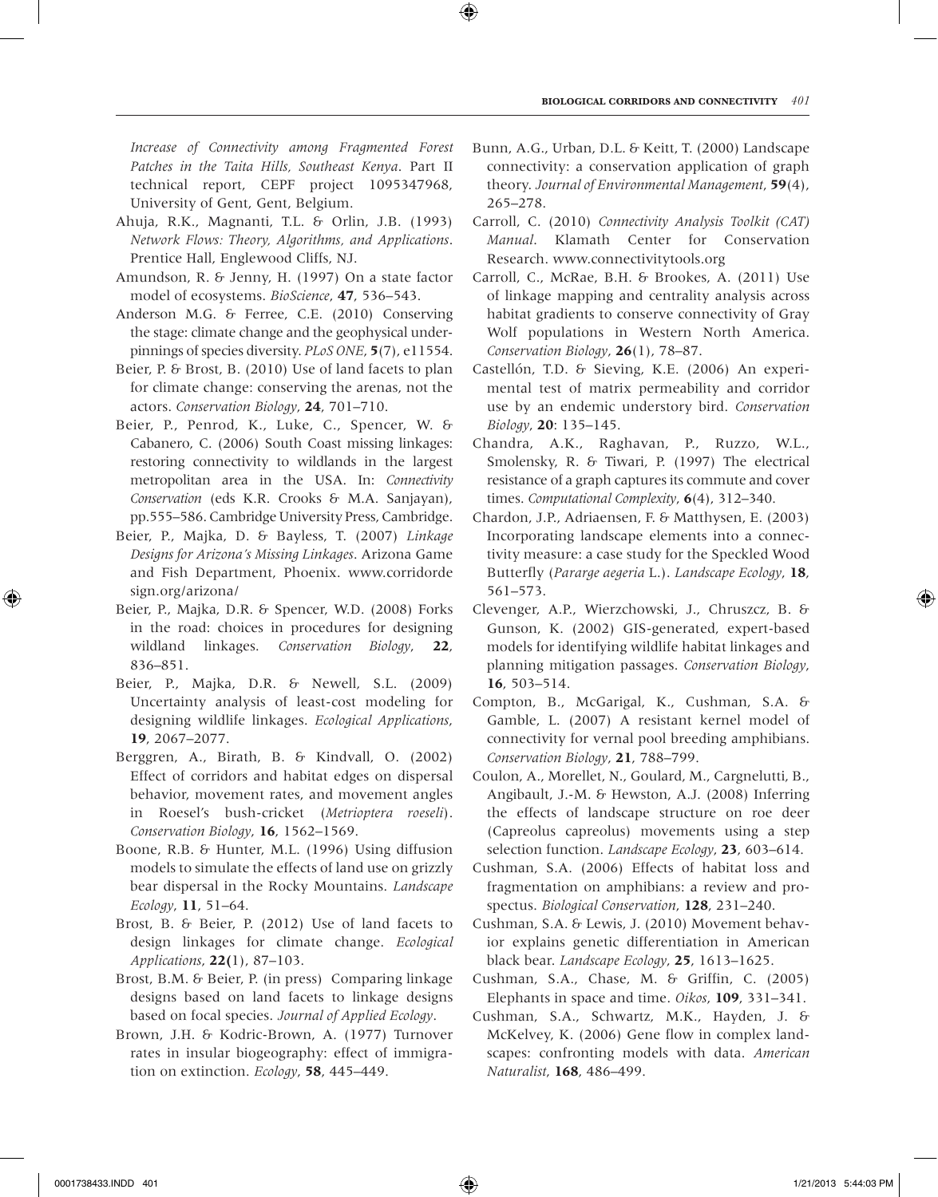*Increase of Connectivity among Fragmented Forest Patches in the Taita Hills, Southeast Kenya*. Part II technical report, CEPF project 1095347968, University of Gent, Gent, Belgium.

Ahuja, R.K., Magnanti, T.L. & Orlin, J.B. (1993) *Network Flows: Theory, Algorithms, and Applications*. Prentice Hall, Englewood Cliffs, NJ.

Amundson, R. & Jenny, H. (1997) On a state factor model of ecosystems. *BioScience*, **47**, 536–543.

Anderson M.G. & Ferree, C.E. (2010) Conserving the stage: climate change and the geophysical underpinnings of species diversity. *PLoS ONE*, **5**(7), e11554.

Beier, P. & Brost, B. (2010) Use of land facets to plan for climate change: conserving the arenas, not the actors. *Conservation Biology*, **24**, 701–710.

Beier, P., Penrod, K., Luke, C., Spencer, W. & Cabanero, C. (2006) South Coast missing linkages: restoring connectivity to wildlands in the largest metropolitan area in the USA. In: *Connectivity Conservation* (eds K.R. Crooks & M.A. Sanjayan), pp.555–586. Cambridge University Press, Cambridge.

Beier, P., Majka, D. & Bayless, T. (2007) *Linkage Designs for Arizona's Missing Linkages*. Arizona Game and Fish Department, Phoenix. www.corridordesign.org/arizona/

Beier, P., Majka, D.R. & Spencer, W.D. (2008) Forks in the road: choices in procedures for designing wildland linkages. *Conservation Biology*, **22**, 836–851.

Beier, P., Majka, D.R. & Newell, S.L. (2009) Uncertainty analysis of least-cost modeling for designing wildlife linkages. *Ecological Applications*, **19**, 2067–2077.

Berggren, A., Birath, B. & Kindvall, O. (2002) Effect of corridors and habitat edges on dispersal behavior, movement rates, and movement angles in Roesel's bush-cricket (*Metrioptera roeseli*). *Conservation Biology*, **16**, 1562–1569.

Boone, R.B. & Hunter, M.L. (1996) Using diffusion models to simulate the effects of land use on grizzly bear dispersal in the Rocky Mountains. *Landscape Ecology*, **11**, 51–64.

Brost, B. & Beier, P. (2012) Use of land facets to design linkages for climate change. *Ecological Applications*, **22(**1), 87–103.

Brost, B.M. & Beier, P. (in press) Comparing linkage designs based on land facets to linkage designs based on focal species. *Journal of Applied Ecology*.

Brown, J.H. & Kodric-Brown, A. (1977) Turnover rates in insular biogeography: effect of immigration on extinction. *Ecology*, **58**, 445–449.

Bunn, A.G., Urban, D.L. & Keitt, T. (2000) Landscape connectivity: a conservation application of graph theory. *Journal of Environmental Management*, **59**(4), 265–278.

Carroll, C. (2010) *Connectivity Analysis Toolkit (CAT) Manual*. Klamath Center for Conservation Research. www.connectivitytools.org

Carroll, C., McRae, B.H. & Brookes, A. (2011) Use of linkage mapping and centrality analysis across habitat gradients to conserve connectivity of Gray Wolf populations in Western North America. *Conservation Biology*, **26**(1), 78–87.

Castellón, T.D. & Sieving, K.E. (2006) An experimental test of matrix permeability and corridor use by an endemic understory bird. *Conservation Biology*, **20**: 135–145.

Chandra, A.K., Raghavan, P., Ruzzo, W.L., Smolensky, R. & Tiwari, P. (1997) The electrical resistance of a graph captures its commute and cover times. *Computational Complexity*, **6**(4), 312–340.

Chardon, J.P., Adriaensen, F. & Matthysen, E. (2003) Incorporating landscape elements into a connectivity measure: a case study for the Speckled Wood Butterfly (*Pararge aegeria* L.). *Landscape Ecology*, **18**, 561–573.

Clevenger, A.P., Wierzchowski, J., Chruszcz, B. & Gunson, K. (2002) GIS-generated, expert-based models for identifying wildlife habitat linkages and planning mitigation passages. *Conservation Biology*, **16**, 503–514.

Compton, B., McGarigal, K., Cushman, S.A. & Gamble, L. (2007) A resistant kernel model of connectivity for vernal pool breeding amphibians. *Conservation Biology*, **21**, 788–799.

Coulon, A., Morellet, N., Goulard, M., Cargnelutti, B., Angibault, J.-M. & Hewston, A.J. (2008) Inferring the effects of landscape structure on roe deer (Capreolus capreolus) movements using a step selection function. *Landscape Ecology*, **23**, 603–614.

Cushman, S.A. (2006) Effects of habitat loss and fragmentation on amphibians: a review and prospectus. *Biological Conservation*, **128**, 231–240.

Cushman, S.A. & Lewis, J. (2010) Movement behavior explains genetic differentiation in American black bear. *Landscape Ecology*, **25**, 1613–1625.

Cushman, S.A., Chase, M. & Griffin, C. (2005) Elephants in space and time. *Oikos*, **109**, 331–341.

Cushman, S.A., Schwartz, M.K., Hayden, J. & McKelvey, K. (2006) Gene flow in complex landscapes: confronting models with data. *American Naturalist*, **168**, 486–499.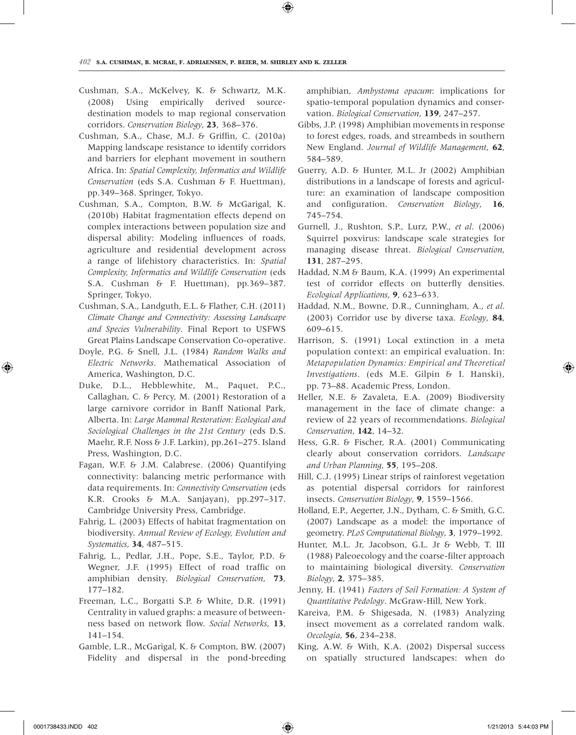Cushman, S.A., McKelvey, K. & Schwartz, M.K. (2008) Using empirically derived source-destination models to map regional conservation corridors. *Conservation Biology*, **23**, 368–376.

Cushman, S.A., Chase, M.J. & Griffin, C. (2010a) Mapping landscape resistance to identify corridors and barriers for elephant movement in southern Africa. In: *Spatial Complexity, Informatics and Wildlife Conservation* (eds S.A. Cushman & F. Huettman), pp.349–368. Springer, Tokyo.

Cushman, S.A., Compton, B.W. & McGarigal, K. (2010b) Habitat fragmentation effects depend on complex interactions between population size and dispersal ability: Modeling influences of roads, agriculture and residential development across a range of lifehistory characteristics. In: *Spatial Complexity, Informatics and Wildlife Conservation* (eds S.A. Cushman & F. Huettman), pp.369–387. Springer, Tokyo.

Cushman, S.A., Landguth, E.L. & Flather, C.H. (2011) *Climate Change and Connectivity: Assessing Landscape and Species Vulnerability*. Final Report to USFWS Great Plains Landscape Conservation Co-operative.

Doyle, P.G. & Snell, J.L. (1984) *Random Walks and Electric Networks*. Mathematical Association of America, Washington, D.C.

Duke, D.L., Hebblewhite, M., Paquet, P.C., Callaghan, C. & Percy, M. (2001) Restoration of a large carnivore corridor in Banff National Park, Alberta. In: *Large Mammal Restoration: Ecological and Sociological Challenges in the 21st Century* (eds D.S. Maehr, R.F. Noss & J.F. Larkin), pp.261–275. Island Press, Washington, D.C.

Fagan, W.F. & J.M. Calabrese. (2006) Quantifying connectivity: balancing metric performance with data requirements. In: *Connectivity Conservation* (eds K.R. Crooks & M.A. Sanjayan), pp.297–317. Cambridge University Press, Cambridge.

Fahrig, L. (2003) Effects of habitat fragmentation on biodiversity. *Annual Review of Ecology, Evolution and Systematics*, **34**, 487–515.

Fahrig, L., Pedlar, J.H., Pope, S.E., Taylor, P.D. & Wegner, J.F. (1995) Effect of road traffic on amphibian density. *Biological Conservation*, **73**, 177–182.

Freeman, L.C., Borgatti S.P. & White, D.R. (1991) Centrality in valued graphs: a measure of betweenness based on network flow. *Social Networks*, **13**, 141–154.

Gamble, L.R., McGarigal, K. & Compton, BW. (2007) Fidelity and dispersal in the pond-breeding amphibian, *Ambystoma opacum*: implications for spatio-temporal population dynamics and conservation. *Biological Conservation*, **139**, 247–257.

Gibbs, J.P. (1998) Amphibian movements in response to forest edges, roads, and streambeds in southern New England. *Journal of Wildlife Management*, **62**, 584–589.

Guerry, A.D. & Hunter, M.L. Jr (2002) Amphibian distributions in a landscape of forests and agriculture: an examination of landscape composition and configuration. *Conservation Biology*, **16**, 745–754.

Gurnell, J., Rushton, S.P., Lurz, P.W., *et al*. (2006) Squirrel poxvirus: landscape scale strategies for managing disease threat. *Biological Conservation*, **131**, 287–295.

Haddad, N.M & Baum, K.A. (1999) An experimental test of corridor effects on butterfly densities. *Ecological Applications*, **9**, 623–633.

Haddad, N.M., Bowne, D.R., Cunningham, A., *et al*. (2003) Corridor use by diverse taxa. *Ecology*, **84**, 609–615.

Harrison, S. (1991) Local extinction in a meta population context: an empirical evaluation. In: *Metapopulation Dynamics: Empirical and Theoretical Investigations*. (eds M.E. Gilpin & I. Hanski), pp. 73–88. Academic Press, London.

Heller, N.E. & Zavaleta, E.A. (2009) Biodiversity management in the face of climate change: a review of 22 years of recommendations. *Biological Conservation*, **142**, 14–32.

Hess, G.R. & Fischer, R.A. (2001) Communicating clearly about conservation corridors. *Landscape and Urban Planning*, **55**, 195–208.

Hill, C.J. (1995) Linear strips of rainforest vegetation as potential dispersal corridors for rainforest insects. *Conservation Biology*, **9**, 1559–1566.

Holland, E.P., Aegerter, J.N., Dytham, C. & Smith, G.C. (2007) Landscape as a model: the importance of geometry. *PLoS Computational Biology*, **3**, 1979–1992.

Hunter, M.L. Jr, Jacobson, G.L. Jr & Webb, T. III (1988) Paleoecology and the coarse-filter approach to maintaining biological diversity. *Conservation Biology*, **2**, 375–385.

Jenny, H. (1941) *Factors of Soil Formation: A System of Quantitative Pedology*. McGraw-Hill, New York.

Kareiva, P.M. & Shigesada, N. (1983) Analyzing insect movement as a correlated random walk. *Oecologia*, **56**, 234–238.

King, A.W. & With, K.A. (2002) Dispersal success on spatially structured landscapes: when do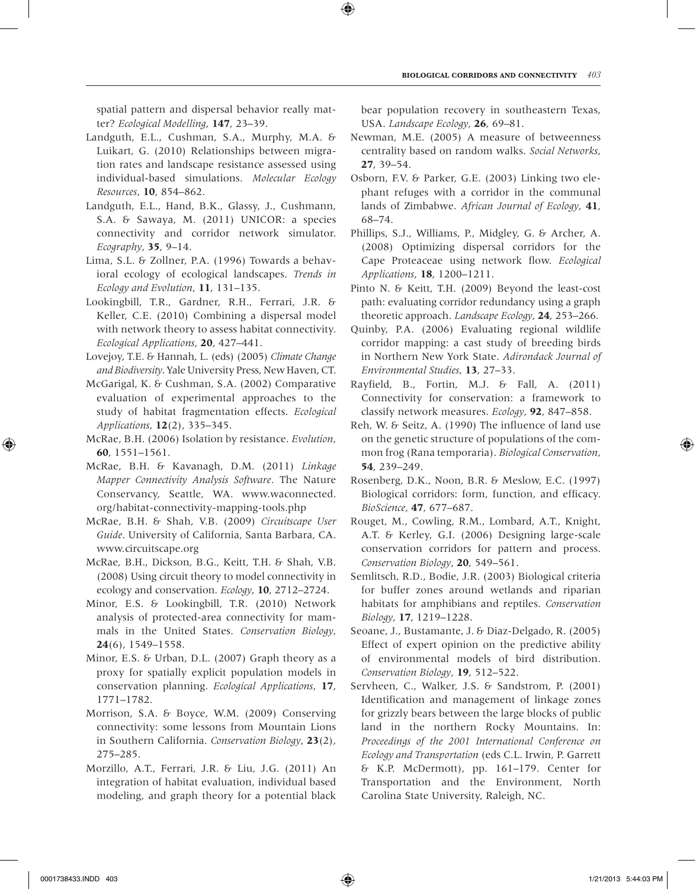spatial pattern and dispersal behavior really matter? *Ecological Modelling*, **147**, 23–39.

Landguth, E.L., Cushman, S.A., Murphy, M.A. & Luikart, G. (2010) Relationships between migration rates and landscape resistance assessed using individual-based simulations. *Molecular Ecology Resources*, **10**, 854–862.

Landguth, E.L., Hand, B.K., Glassy, J., Cushmann, S.A. & Sawaya, M. (2011) UNICOR: a species connectivity and corridor network simulator. *Ecography*, **35**, 9–14.

Lima, S.L. & Zollner, P.A. (1996) Towards a behavioral ecology of ecological landscapes. *Trends in Ecology and Evolution*, **11**, 131–135.

Lookingbill, T.R., Gardner, R.H., Ferrari, J.R. & Keller, C.E. (2010) Combining a dispersal model with network theory to assess habitat connectivity. *Ecological Applications*, **20**, 427–441.

Lovejoy, T.E. & Hannah, L. (eds) (2005) *Climate Change and Biodiversity*. Yale University Press, New Haven, CT.

McGarigal, K. & Cushman, S.A. (2002) Comparative evaluation of experimental approaches to the study of habitat fragmentation effects. *Ecological Applications*, **12**(2), 335–345.

McRae, B.H. (2006) Isolation by resistance. *Evolution*, **60**, 1551–1561.

McRae, B.H. & Kavanagh, D.M. (2011) *Linkage Mapper Connectivity Analysis Software*. The Nature Conservancy, Seattle, WA. www.waconnected.org/habitat-connectivity-mapping-tools.php

McRae, B.H. & Shah, V.B. (2009) *Circuitscape User Guide*. University of California, Santa Barbara, CA. www.circuitscape.org

McRae, B.H., Dickson, B.G., Keitt, T.H. & Shah, V.B. (2008) Using circuit theory to model connectivity in ecology and conservation. *Ecology*, **10**, 2712–2724.

Minor, E.S. & Lookingbill, T.R. (2010) Network analysis of protected-area connectivity for mammals in the United States. *Conservation Biology*, **24**(6), 1549–1558.

Minor, E.S. & Urban, D.L. (2007) Graph theory as a proxy for spatially explicit population models in conservation planning. *Ecological Applications*, **17**, 1771–1782.

Morrison, S.A. & Boyce, W.M. (2009) Conserving connectivity: some lessons from Mountain Lions in Southern California. *Conservation Biology*, **23**(2), 275–285.

Morzillo, A.T., Ferrari, J.R. & Liu, J.G. (2011) An integration of habitat evaluation, individual based modeling, and graph theory for a potential black bear population recovery in southeastern Texas, USA. *Landscape Ecology*, **26**, 69–81.

Newman, M.E. (2005) A measure of betweenness centrality based on random walks. *Social Networks*, **27**, 39–54.

Osborn, F.V. & Parker, G.E. (2003) Linking two elephant refuges with a corridor in the communal lands of Zimbabwe. *African Journal of Ecology*, **41**, 68–74.

Phillips, S.J., Williams, P., Midgley, G. & Archer, A. (2008) Optimizing dispersal corridors for the Cape Proteaceae using network flow. *Ecological Applications*, **18**, 1200–1211.

Pinto N. & Keitt, T.H. (2009) Beyond the least-cost path: evaluating corridor redundancy using a graph theoretic approach. *Landscape Ecology*, **24**, 253–266.

Quinby, P.A. (2006) Evaluating regional wildlife corridor mapping: a cast study of breeding birds in Northern New York State. *Adirondack Journal of Environmental Studies*, **13**, 27–33.

Rayfield, B., Fortin, M.J. & Fall, A. (2011) Connectivity for conservation: a framework to classify network measures. *Ecology*, **92**, 847–858.

Reh, W. & Seitz, A. (1990) The influence of land use on the genetic structure of populations of the common frog (Rana temporaria). *Biological Conservation*, **54**, 239–249.

Rosenberg, D.K., Noon, B.R. & Meslow, E.C. (1997) Biological corridors: form, function, and efficacy. *BioScience*, **47**, 677–687.

Rouget, M., Cowling, R.M., Lombard, A.T., Knight, A.T. & Kerley, G.I. (2006) Designing large-scale conservation corridors for pattern and process. *Conservation Biology*, **20**, 549–561.

Semlitsch, R.D., Bodie, J.R. (2003) Biological criteria for buffer zones around wetlands and riparian habitats for amphibians and reptiles. *Conservation Biology*, **17**, 1219–1228.

Seoane, J., Bustamante, J. & Diaz-Delgado, R. (2005) Effect of expert opinion on the predictive ability of environmental models of bird distribution. *Conservation Biology*, **19**, 512–522.

Servheen, C., Walker, J.S. & Sandstrom, P. (2001) Identification and management of linkage zones for grizzly bears between the large blocks of public land in the northern Rocky Mountains. In: *Proceedings of the 2001 International Conference on Ecology and Transportation* (eds C.L. Irwin, P. Garrett & K.P. McDermott), pp. 161–179. Center for Transportation and the Environment, North Carolina State University, Raleigh, NC.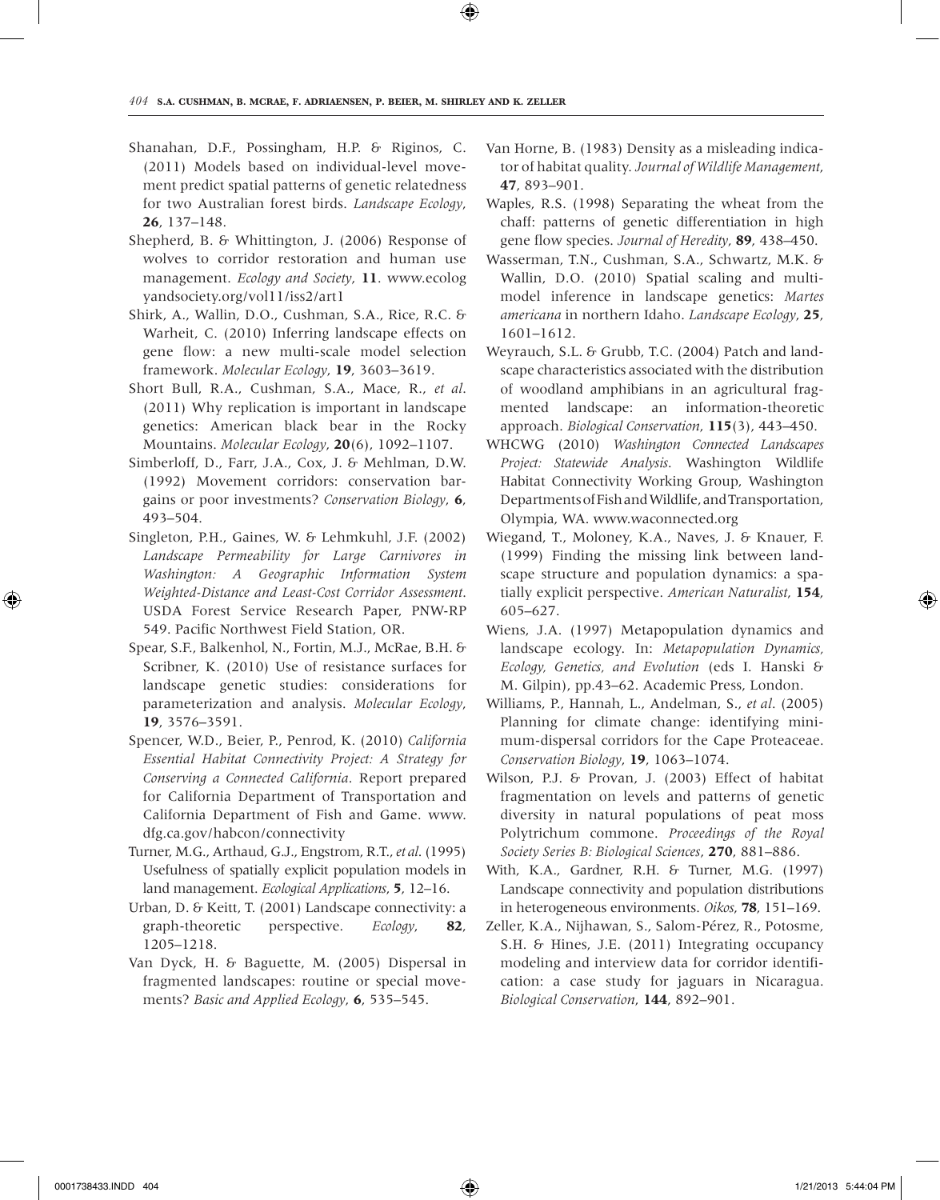Shanahan, D.F., Possingham, H.P. & Riginos, C. (2011) Models based on individual-level movement predict spatial patterns of genetic relatedness for two Australian forest birds. *Landscape Ecology*, **26**, 137–148.

Shepherd, B. & Whittington, J. (2006) Response of wolves to corridor restoration and human use management. *Ecology and Society*, **11**. www.ecologyandsociety.org/vol11/iss2/art1

Shirk, A., Wallin, D.O., Cushman, S.A., Rice, R.C. & Warheit, C. (2010) Inferring landscape effects on gene flow: a new multi-scale model selection framework. *Molecular Ecology*, **19**, 3603–3619.

Short Bull, R.A., Cushman, S.A., Mace, R., *et al*. (2011) Why replication is important in landscape genetics: American black bear in the Rocky Mountains. *Molecular Ecology*, **20**(6), 1092–1107.

Simberloff, D., Farr, J.A., Cox, J. & Mehlman, D.W. (1992) Movement corridors: conservation bargains or poor investments? *Conservation Biology*, **6**, 493–504.

Singleton, P.H., Gaines, W. & Lehmkuhl, J.F. (2002) *Landscape Permeability for Large Carnivores in Washington: A Geographic Information System Weighted-Distance and Least-Cost Corridor Assessment*. USDA Forest Service Research Paper, PNW-RP 549. Pacific Northwest Field Station, OR.

Spear, S.F., Balkenhol, N., Fortin, M.J., McRae, B.H. & Scribner, K. (2010) Use of resistance surfaces for landscape genetic studies: considerations for parameterization and analysis. *Molecular Ecology*, **19**, 3576–3591.

Spencer, W.D., Beier, P., Penrod, K. (2010) *California Essential Habitat Connectivity Project: A Strategy for Conserving a Connected California*. Report prepared for California Department of Transportation and California Department of Fish and Game. www.dfg.ca.gov/habcon/connectivity

Turner, M.G., Arthaud, G.J., Engstrom, R.T., *et al*. (1995) Usefulness of spatially explicit population models in land management. *Ecological Applications*, **5**, 12–16.

Urban, D. & Keitt, T. (2001) Landscape connectivity: a graph-theoretic perspective. *Ecology*, **82**, 1205–1218.

Van Dyck, H. & Baguette, M. (2005) Dispersal in fragmented landscapes: routine or special movements? *Basic and Applied Ecology*, **6**, 535–545.

Van Horne, B. (1983) Density as a misleading indicator of habitat quality. *Journal of Wildlife Management*, **47**, 893–901.

Waples, R.S. (1998) Separating the wheat from the chaff: patterns of genetic differentiation in high gene flow species. *Journal of Heredity*, **89**, 438–450.

Wasserman, T.N., Cushman, S.A., Schwartz, M.K. & Wallin, D.O. (2010) Spatial scaling and multimodel inference in landscape genetics: *Martes americana* in northern Idaho. *Landscape Ecology*, **25**, 1601–1612.

Weyrauch, S.L. & Grubb, T.C. (2004) Patch and landscape characteristics associated with the distribution of woodland amphibians in an agricultural fragmented landscape: an information-theoretic approach. *Biological Conservation*, **115**(3), 443–450.

WHCWG (2010) *Washington Connected Landscapes Project: Statewide Analysis*. Washington Wildlife Habitat Connectivity Working Group, Washington Departments of Fish and Wildlife, and Transportation, Olympia, WA. www.waconnected.org

Wiegand, T., Moloney, K.A., Naves, J. & Knauer, F. (1999) Finding the missing link between landscape structure and population dynamics: a spatially explicit perspective. *American Naturalist*, **154**, 605–627.

Wiens, J.A. (1997) Metapopulation dynamics and landscape ecology. In: *Metapopulation Dynamics, Ecology, Genetics, and Evolution* (eds I. Hanski & M. Gilpin), pp.43–62. Academic Press, London.

Williams, P., Hannah, L., Andelman, S., *et al*. (2005) Planning for climate change: identifying minimum-dispersal corridors for the Cape Proteaceae. *Conservation Biology*, **19**, 1063–1074.

Wilson, P.J. & Provan, J. (2003) Effect of habitat fragmentation on levels and patterns of genetic diversity in natural populations of peat moss Polytrichum commone. *Proceedings of the Royal Society Series B: Biological Sciences*, **270**, 881–886.

With, K.A., Gardner, R.H. & Turner, M.G. (1997) Landscape connectivity and population distributions in heterogeneous environments. *Oikos*, **78**, 151–169.

Zeller, K.A., Nijhawan, S., Salom-Pérez, R., Potosme, S.H. & Hines, J.E. (2011) Integrating occupancy modeling and interview data for corridor identification: a case study for jaguars in Nicaragua. *Biological Conservation*, **144**, 892–901.